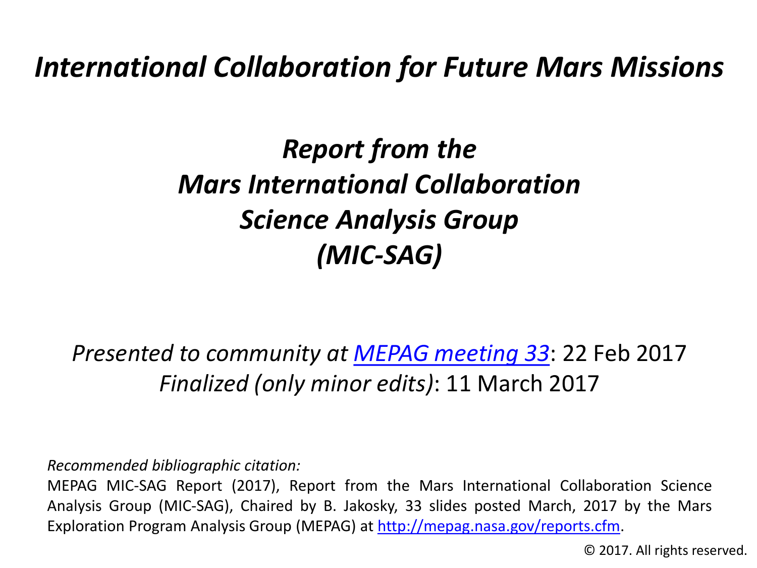# *International Collaboration for Future Mars Missions*

## *Report from the Mars International Collaboration Science Analysis Group (MIC-SAG)*

*Presented to community at [MEPAG meeting 33](#)*: 22 Feb 2017
*Finalized (only minor edits)*: 11 March 2017

*Recommended bibliographic citation:*
MEPAG MIC-SAG Report (2017), Report from the Mars International Collaboration Science Analysis Group (MIC-SAG), Chaired by B. Jakosky, 33 slides posted March, 2017 by the Mars Exploration Program Analysis Group (MEPAG) at [http://mepag.nasa.gov/reports.cfm](http://mepag.nasa.gov/reports.cfm).

© 2017. All rights reserved.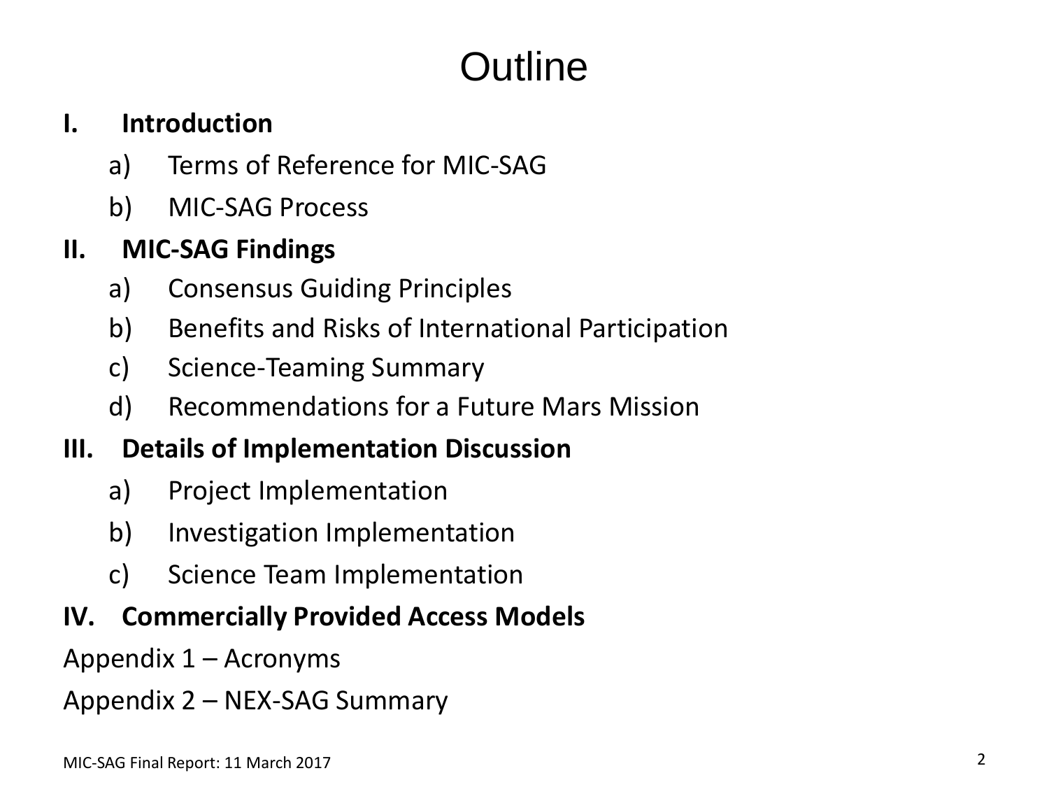# Outline

**I. Introduction**

a) Terms of Reference for MIC-SAG

b) MIC-SAG Process

**II. MIC-SAG Findings**

a) Consensus Guiding Principles

b) Benefits and Risks of International Participation

c) Science-Teaming Summary

d) Recommendations for a Future Mars Mission

**III. Details of Implementation Discussion**

a) Project Implementation

b) Investigation Implementation

c) Science Team Implementation

**IV. Commercially Provided Access Models**

Appendix 1 – Acronyms

Appendix 2 – NEX-SAG Summary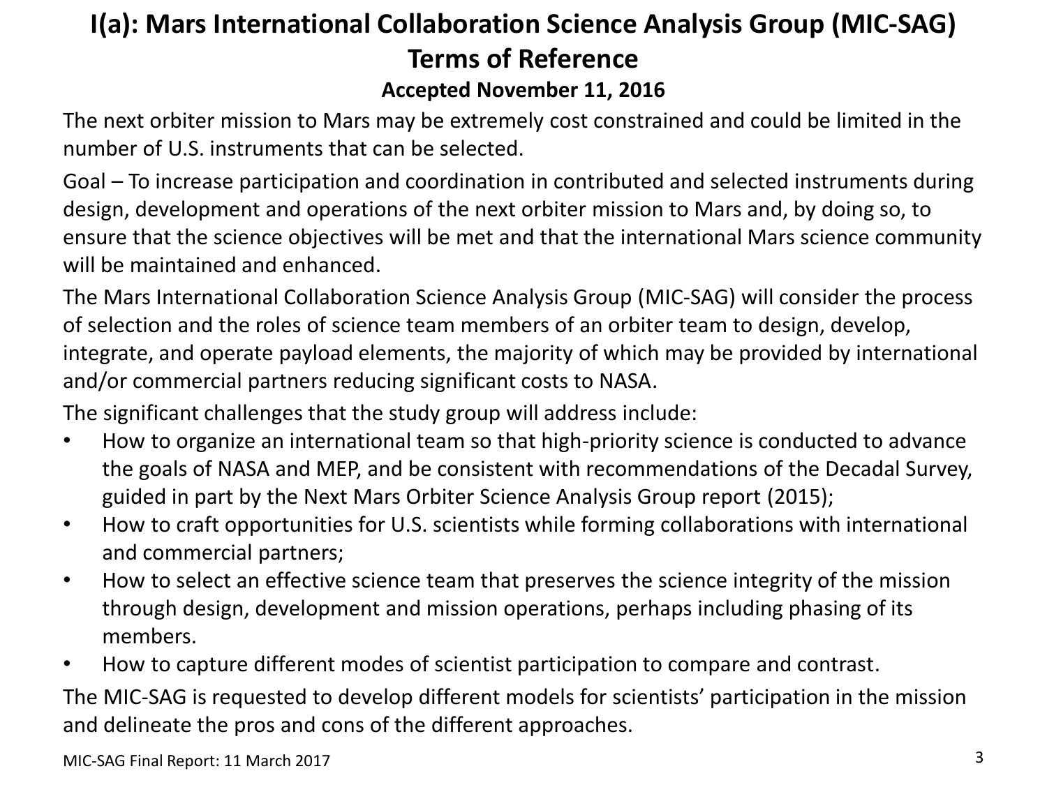# I(a): Mars International Collaboration Science Analysis Group (MIC-SAG) Terms of Reference

**Accepted November 11, 2016**

The next orbiter mission to Mars may be extremely cost constrained and could be limited in the number of U.S. instruments that can be selected.

Goal – To increase participation and coordination in contributed and selected instruments during design, development and operations of the next orbiter mission to Mars and, by doing so, to ensure that the science objectives will be met and that the international Mars science community will be maintained and enhanced.

The Mars International Collaboration Science Analysis Group (MIC-SAG) will consider the process of selection and the roles of science team members of an orbiter team to design, develop, integrate, and operate payload elements, the majority of which may be provided by international and/or commercial partners reducing significant costs to NASA.

The significant challenges that the study group will address include:

- How to organize an international team so that high-priority science is conducted to advance the goals of NASA and MEP, and be consistent with recommendations of the Decadal Survey, guided in part by the Next Mars Orbiter Science Analysis Group report (2015);
- How to craft opportunities for U.S. scientists while forming collaborations with international and commercial partners;
- How to select an effective science team that preserves the science integrity of the mission through design, development and mission operations, perhaps including phasing of its members.
- How to capture different modes of scientist participation to compare and contrast.

The MIC-SAG is requested to develop different models for scientists' participation in the mission and delineate the pros and cons of the different approaches.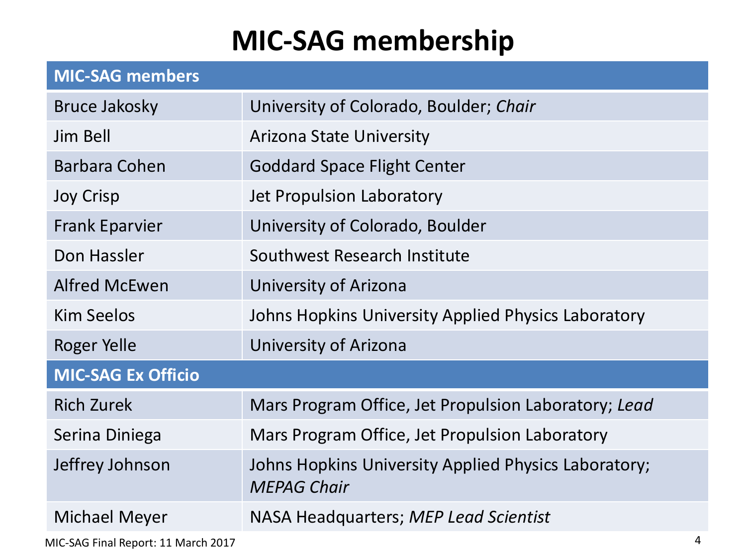# MIC-SAG membership

| MIC-SAG members | |
|---|---|
| Bruce Jakosky | University of Colorado, Boulder; *Chair* |
| Jim Bell | Arizona State University |
| Barbara Cohen | Goddard Space Flight Center |
| Joy Crisp | Jet Propulsion Laboratory |
| Frank Eparvier | University of Colorado, Boulder |
| Don Hassler | Southwest Research Institute |
| Alfred McEwen | University of Arizona |
| Kim Seelos | Johns Hopkins University Applied Physics Laboratory |
| Roger Yelle | University of Arizona |
| **MIC-SAG Ex Officio** | |
| Rich Zurek | Mars Program Office, Jet Propulsion Laboratory; *Lead* |
| Serina Diniega | Mars Program Office, Jet Propulsion Laboratory |
| Jeffrey Johnson | Johns Hopkins University Applied Physics Laboratory; *MEPAG Chair* |
| Michael Meyer | NASA Headquarters; *MEP Lead Scientist* |

MIC-SAG Final Report: 11 March 2017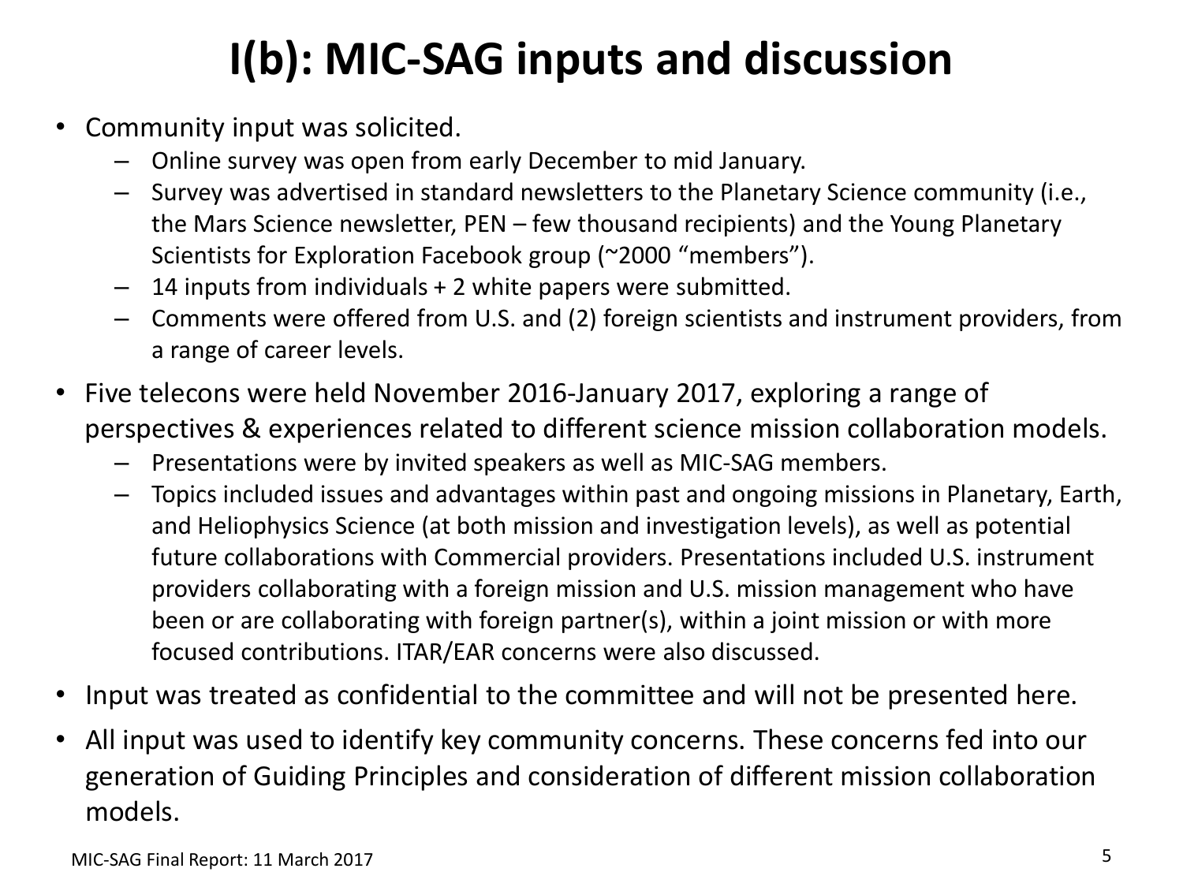# I(b): MIC-SAG inputs and discussion

- Community input was solicited.
  - Online survey was open from early December to mid January.
  - Survey was advertised in standard newsletters to the Planetary Science community (i.e., the Mars Science newsletter, PEN – few thousand recipients) and the Young Planetary Scientists for Exploration Facebook group (~2000 "members").
  - 14 inputs from individuals + 2 white papers were submitted.
  - Comments were offered from U.S. and (2) foreign scientists and instrument providers, from a range of career levels.
- Five telecons were held November 2016-January 2017, exploring a range of perspectives & experiences related to different science mission collaboration models.
  - Presentations were by invited speakers as well as MIC-SAG members.
  - Topics included issues and advantages within past and ongoing missions in Planetary, Earth, and Heliophysics Science (at both mission and investigation levels), as well as potential future collaborations with Commercial providers. Presentations included U.S. instrument providers collaborating with a foreign mission and U.S. mission management who have been or are collaborating with foreign partner(s), within a joint mission or with more focused contributions. ITAR/EAR concerns were also discussed.
- Input was treated as confidential to the committee and will not be presented here.
- All input was used to identify key community concerns. These concerns fed into our generation of Guiding Principles and consideration of different mission collaboration models.

MIC-SAG Final Report: 11 March 2017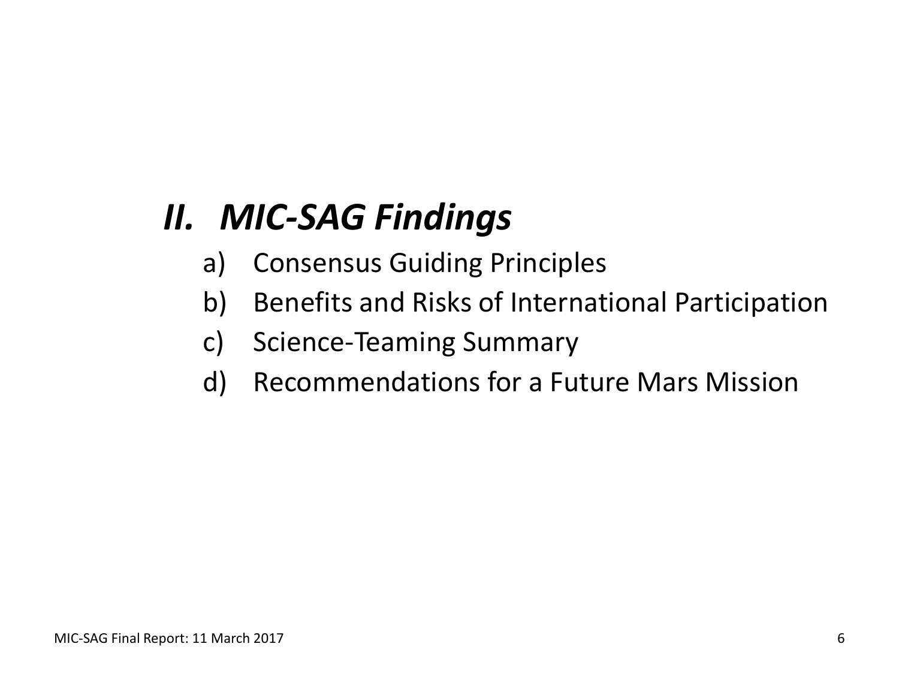## *II. MIC-SAG Findings*

a) Consensus Guiding Principles
b) Benefits and Risks of International Participation
c) Science-Teaming Summary
d) Recommendations for a Future Mars Mission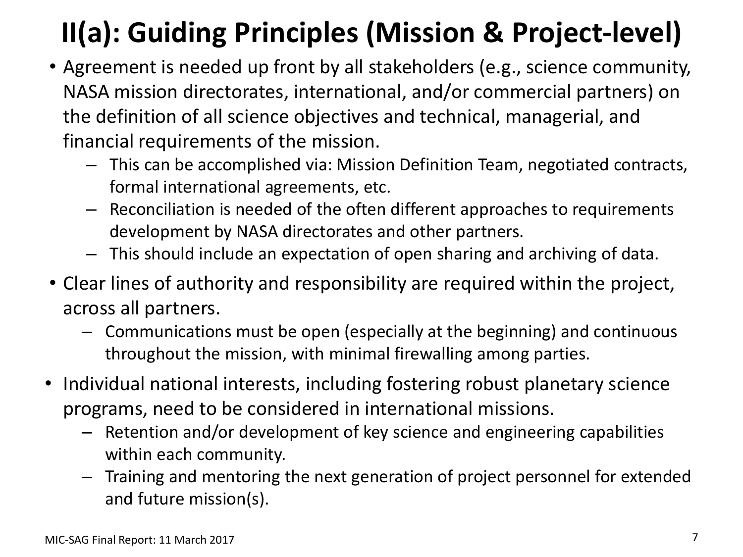# II(a): Guiding Principles (Mission & Project-level)

- Agreement is needed up front by all stakeholders (e.g., science community, NASA mission directorates, international, and/or commercial partners) on the definition of all science objectives and technical, managerial, and financial requirements of the mission.
  - This can be accomplished via: Mission Definition Team, negotiated contracts, formal international agreements, etc.
  - Reconciliation is needed of the often different approaches to requirements development by NASA directorates and other partners.
  - This should include an expectation of open sharing and archiving of data.
- Clear lines of authority and responsibility are required within the project, across all partners.
  - Communications must be open (especially at the beginning) and continuous throughout the mission, with minimal firewalling among parties.
- Individual national interests, including fostering robust planetary science programs, need to be considered in international missions.
  - Retention and/or development of key science and engineering capabilities within each community.
  - Training and mentoring the next generation of project personnel for extended and future mission(s).

MIC-SAG Final Report: 11 March 2017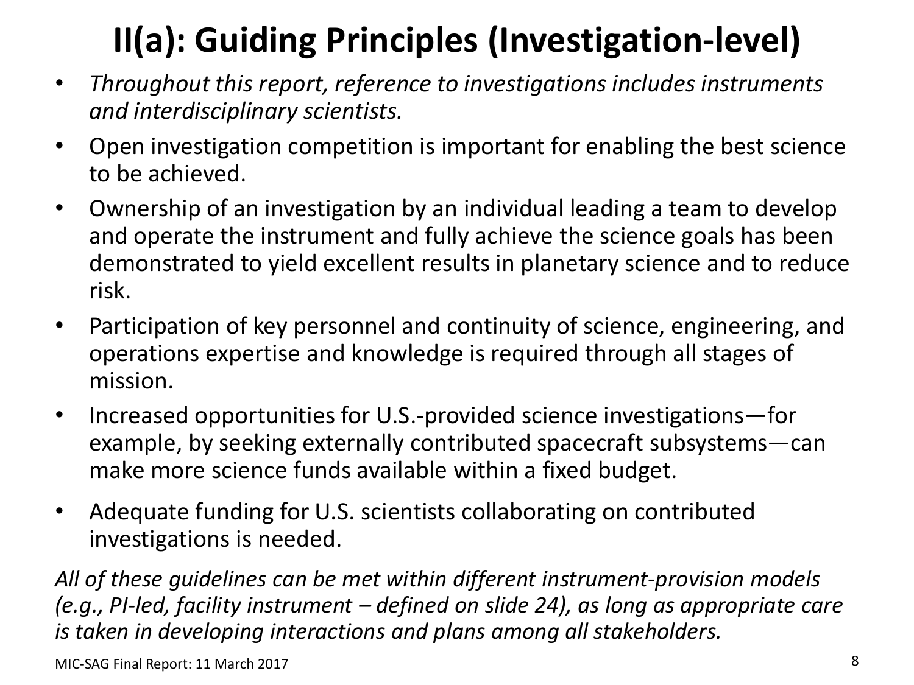# II(a): Guiding Principles (Investigation-level)

- *Throughout this report, reference to investigations includes instruments and interdisciplinary scientists.*
- Open investigation competition is important for enabling the best science to be achieved.
- Ownership of an investigation by an individual leading a team to develop and operate the instrument and fully achieve the science goals has been demonstrated to yield excellent results in planetary science and to reduce risk.
- Participation of key personnel and continuity of science, engineering, and operations expertise and knowledge is required through all stages of mission.
- Increased opportunities for U.S.-provided science investigations—for example, by seeking externally contributed spacecraft subsystems—can make more science funds available within a fixed budget.
- Adequate funding for U.S. scientists collaborating on contributed investigations is needed.

*All of these guidelines can be met within different instrument-provision models (e.g., PI-led, facility instrument – defined on slide 24), as long as appropriate care is taken in developing interactions and plans among all stakeholders.*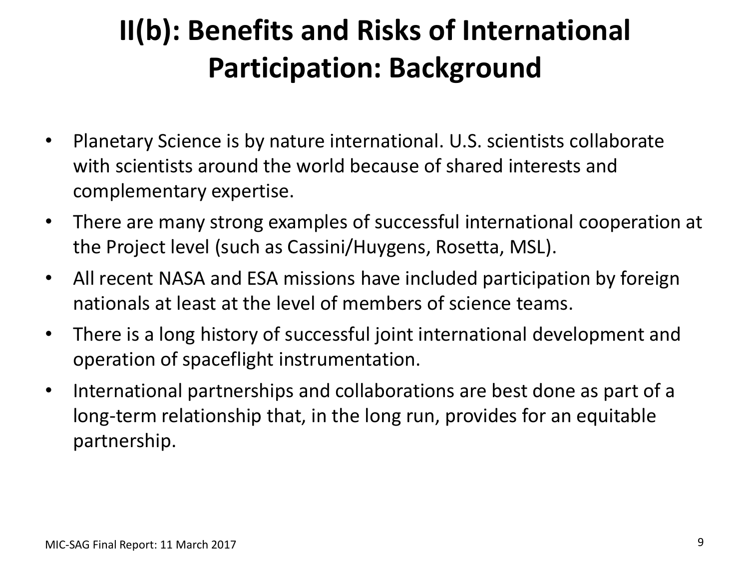# II(b): Benefits and Risks of International Participation: Background

- Planetary Science is by nature international. U.S. scientists collaborate with scientists around the world because of shared interests and complementary expertise.
- There are many strong examples of successful international cooperation at the Project level (such as Cassini/Huygens, Rosetta, MSL).
- All recent NASA and ESA missions have included participation by foreign nationals at least at the level of members of science teams.
- There is a long history of successful joint international development and operation of spaceflight instrumentation.
- International partnerships and collaborations are best done as part of a long-term relationship that, in the long run, provides for an equitable partnership.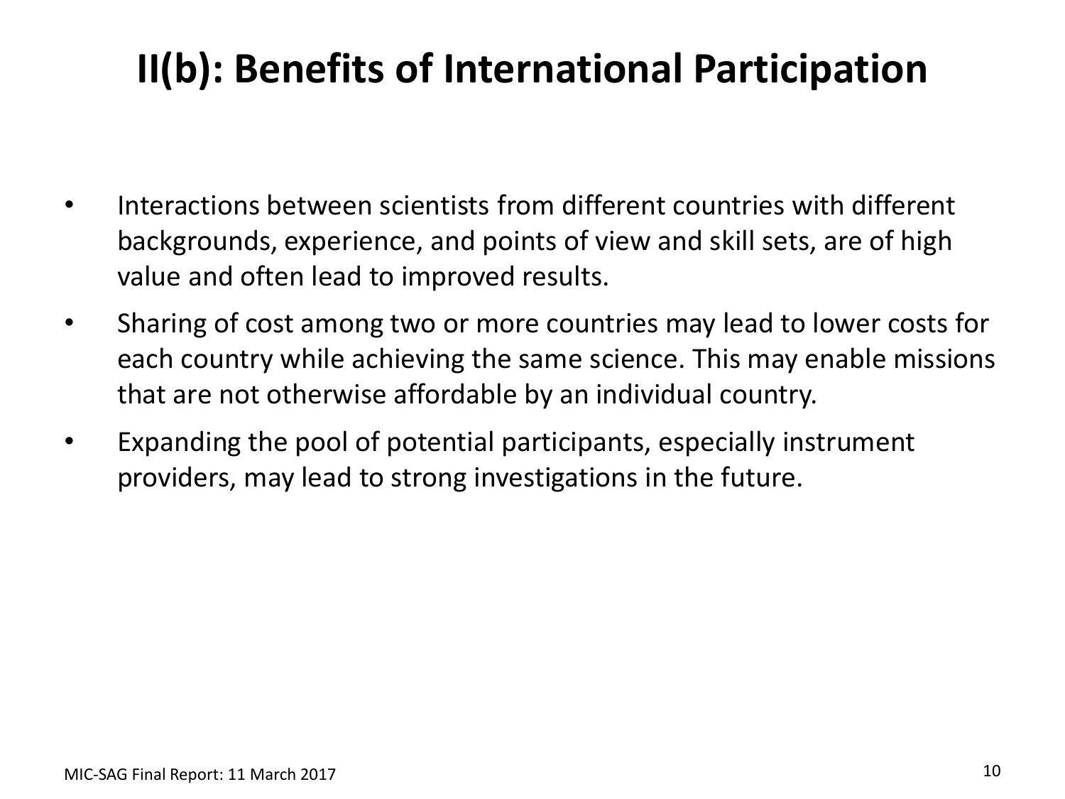# II(b): Benefits of International Participation

- Interactions between scientists from different countries with different backgrounds, experience, and points of view and skill sets, are of high value and often lead to improved results.
- Sharing of cost among two or more countries may lead to lower costs for each country while achieving the same science. This may enable missions that are not otherwise affordable by an individual country.
- Expanding the pool of potential participants, especially instrument providers, may lead to strong investigations in the future.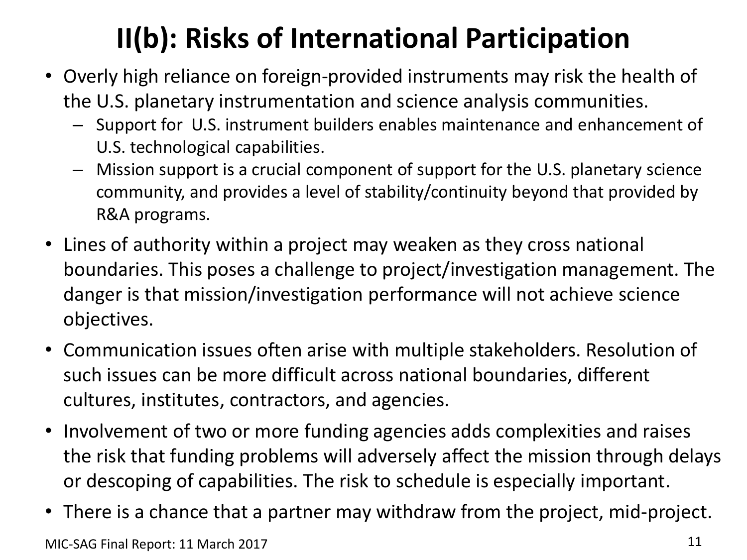# II(b): Risks of International Participation

- Overly high reliance on foreign-provided instruments may risk the health of the U.S. planetary instrumentation and science analysis communities.
  - Support for U.S. instrument builders enables maintenance and enhancement of U.S. technological capabilities.
  - Mission support is a crucial component of support for the U.S. planetary science community, and provides a level of stability/continuity beyond that provided by R&A programs.
- Lines of authority within a project may weaken as they cross national boundaries. This poses a challenge to project/investigation management. The danger is that mission/investigation performance will not achieve science objectives.
- Communication issues often arise with multiple stakeholders. Resolution of such issues can be more difficult across national boundaries, different cultures, institutes, contractors, and agencies.
- Involvement of two or more funding agencies adds complexities and raises the risk that funding problems will adversely affect the mission through delays or descoping of capabilities. The risk to schedule is especially important.
- There is a chance that a partner may withdraw from the project, mid-project.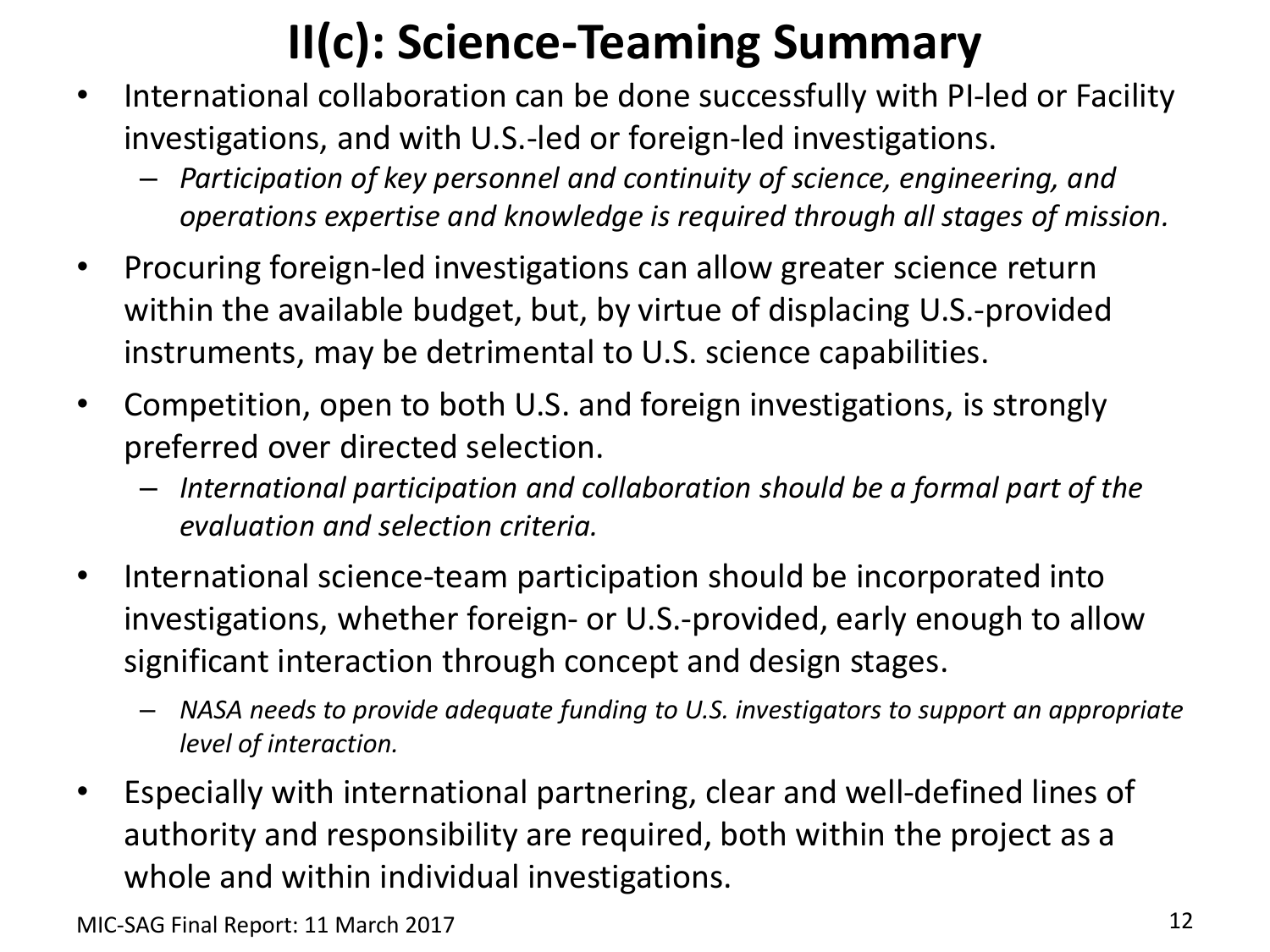# II(c): Science-Teaming Summary

- International collaboration can be done successfully with PI-led or Facility investigations, and with U.S.-led or foreign-led investigations.
  - *Participation of key personnel and continuity of science, engineering, and operations expertise and knowledge is required through all stages of mission.*
- Procuring foreign-led investigations can allow greater science return within the available budget, but, by virtue of displacing U.S.-provided instruments, may be detrimental to U.S. science capabilities.
- Competition, open to both U.S. and foreign investigations, is strongly preferred over directed selection.
  - *International participation and collaboration should be a formal part of the evaluation and selection criteria.*
- International science-team participation should be incorporated into investigations, whether foreign- or U.S.-provided, early enough to allow significant interaction through concept and design stages.
  - *NASA needs to provide adequate funding to U.S. investigators to support an appropriate level of interaction.*
- Especially with international partnering, clear and well-defined lines of authority and responsibility are required, both within the project as a whole and within individual investigations.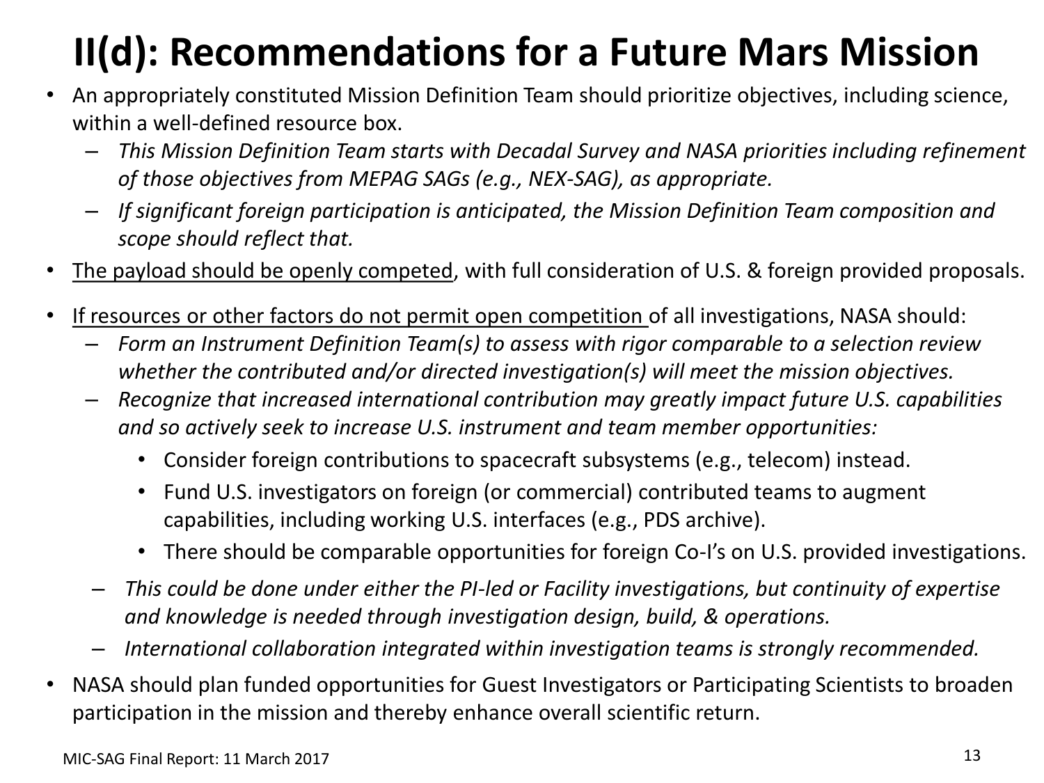# II(d): Recommendations for a Future Mars Mission

- An appropriately constituted Mission Definition Team should prioritize objectives, including science, within a well-defined resource box.
  - *This Mission Definition Team starts with Decadal Survey and NASA priorities including refinement of those objectives from MEPAG SAGs (e.g., NEX-SAG), as appropriate.*
  - *If significant foreign participation is anticipated, the Mission Definition Team composition and scope should reflect that.*
- <u>The payload should be openly competed</u>, with full consideration of U.S. & foreign provided proposals.
- <u>If resources or other factors do not permit open competition</u> of all investigations, NASA should:
  - *Form an Instrument Definition Team(s) to assess with rigor comparable to a selection review whether the contributed and/or directed investigation(s) will meet the mission objectives.*
  - *Recognize that increased international contribution may greatly impact future U.S. capabilities and so actively seek to increase U.S. instrument and team member opportunities:*
    - Consider foreign contributions to spacecraft subsystems (e.g., telecom) instead.
    - Fund U.S. investigators on foreign (or commercial) contributed teams to augment capabilities, including working U.S. interfaces (e.g., PDS archive).
    - There should be comparable opportunities for foreign Co-I's on U.S. provided investigations.
  - *This could be done under either the PI-led or Facility investigations, but continuity of expertise and knowledge is needed through investigation design, build, & operations.*
  - *International collaboration integrated within investigation teams is strongly recommended.*
- NASA should plan funded opportunities for Guest Investigators or Participating Scientists to broaden participation in the mission and thereby enhance overall scientific return.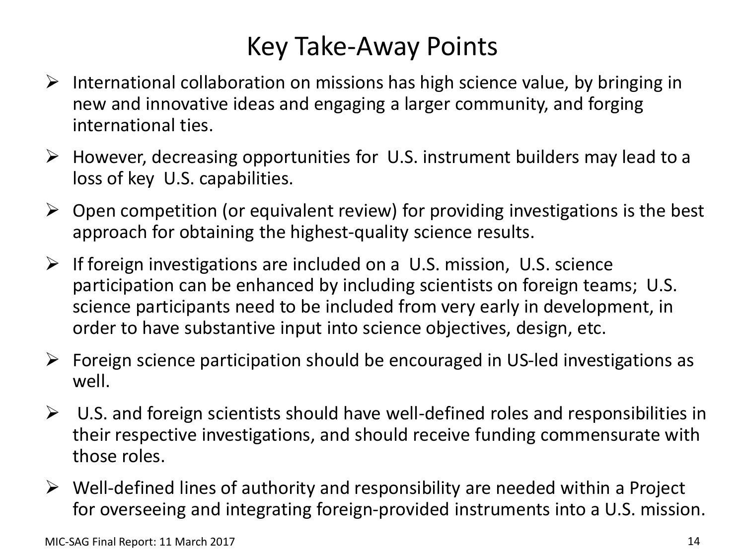# Key Take-Away Points

- International collaboration on missions has high science value, by bringing in new and innovative ideas and engaging a larger community, and forging international ties.
- However, decreasing opportunities for U.S. instrument builders may lead to a loss of key U.S. capabilities.
- Open competition (or equivalent review) for providing investigations is the best approach for obtaining the highest-quality science results.
- If foreign investigations are included on a U.S. mission, U.S. science participation can be enhanced by including scientists on foreign teams; U.S. science participants need to be included from very early in development, in order to have substantive input into science objectives, design, etc.
- Foreign science participation should be encouraged in US-led investigations as well.
- U.S. and foreign scientists should have well-defined roles and responsibilities in their respective investigations, and should receive funding commensurate with those roles.
- Well-defined lines of authority and responsibility are needed within a Project for overseeing and integrating foreign-provided instruments into a U.S. mission.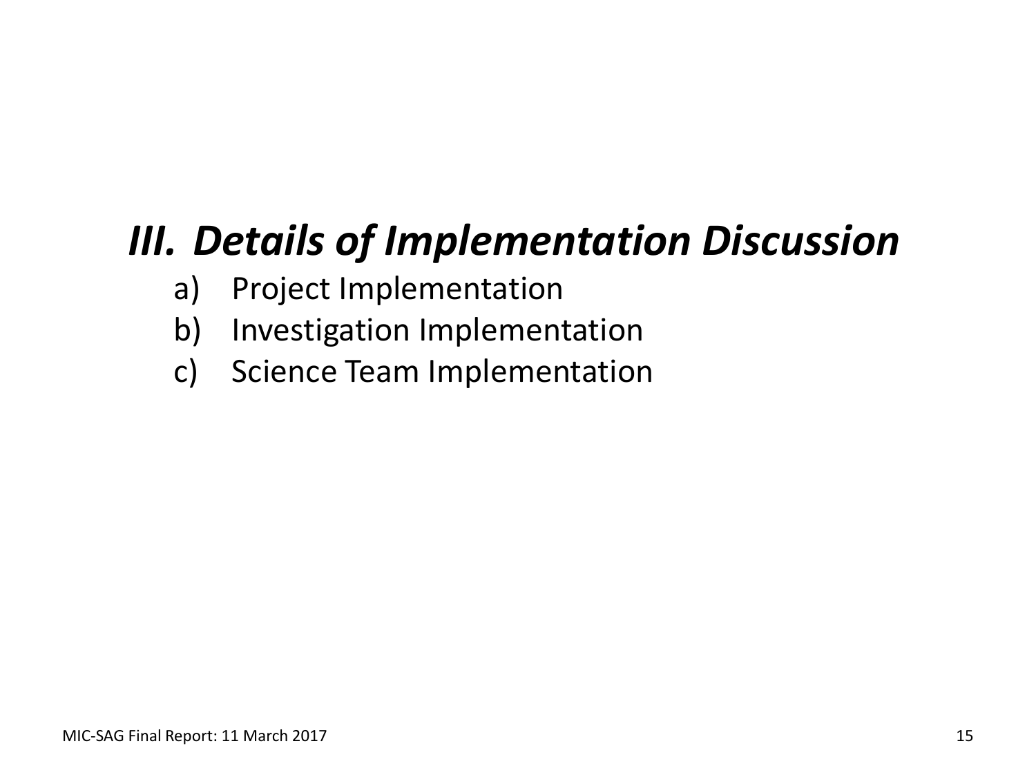# *III. Details of Implementation Discussion*

a) Project Implementation
b) Investigation Implementation
c) Science Team Implementation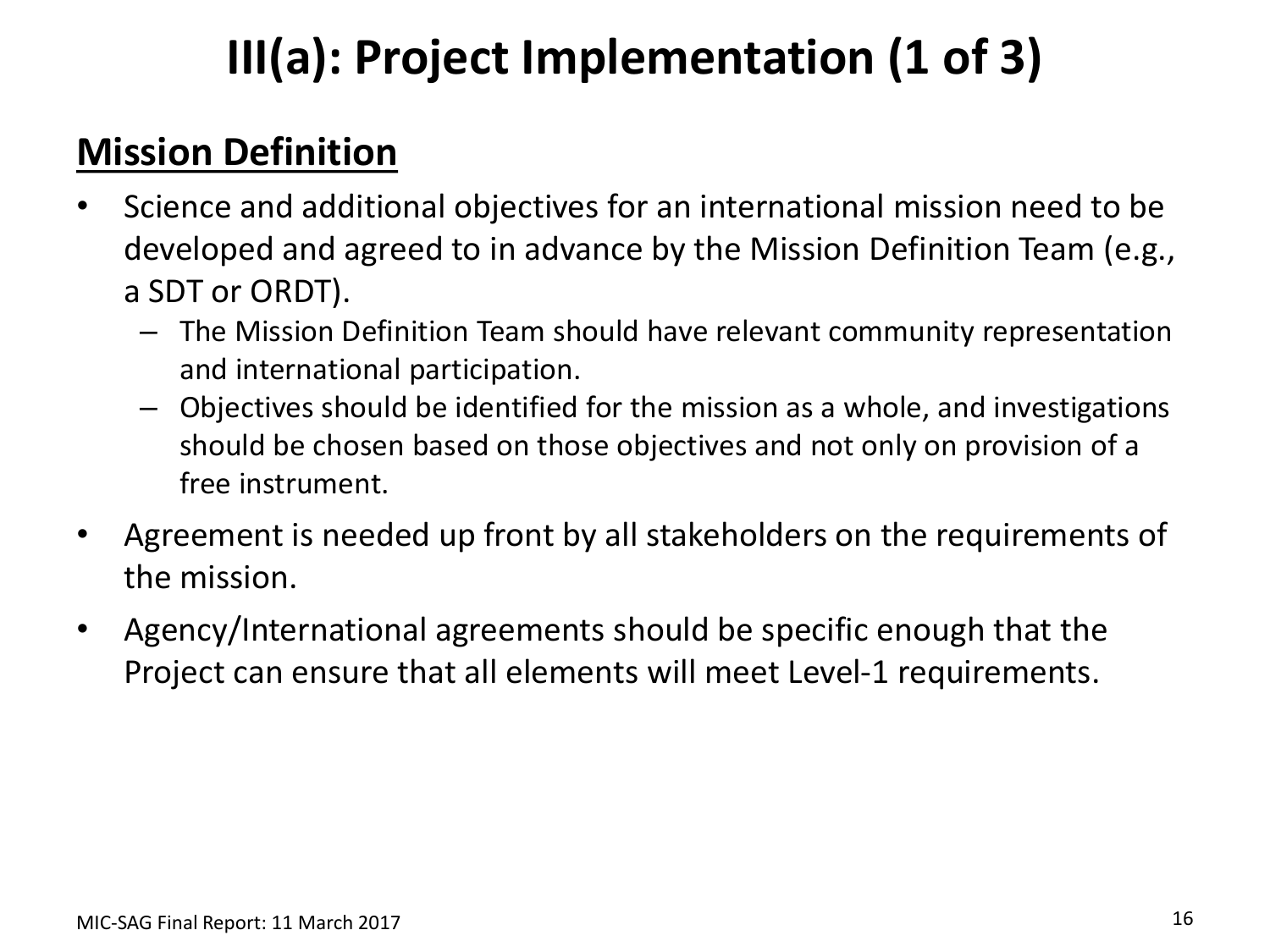# III(a): Project Implementation (1 of 3)

## Mission Definition

- Science and additional objectives for an international mission need to be developed and agreed to in advance by the Mission Definition Team (e.g., a SDT or ORDT).
  - The Mission Definition Team should have relevant community representation and international participation.
  - Objectives should be identified for the mission as a whole, and investigations should be chosen based on those objectives and not only on provision of a free instrument.
- Agreement is needed up front by all stakeholders on the requirements of the mission.
- Agency/International agreements should be specific enough that the Project can ensure that all elements will meet Level-1 requirements.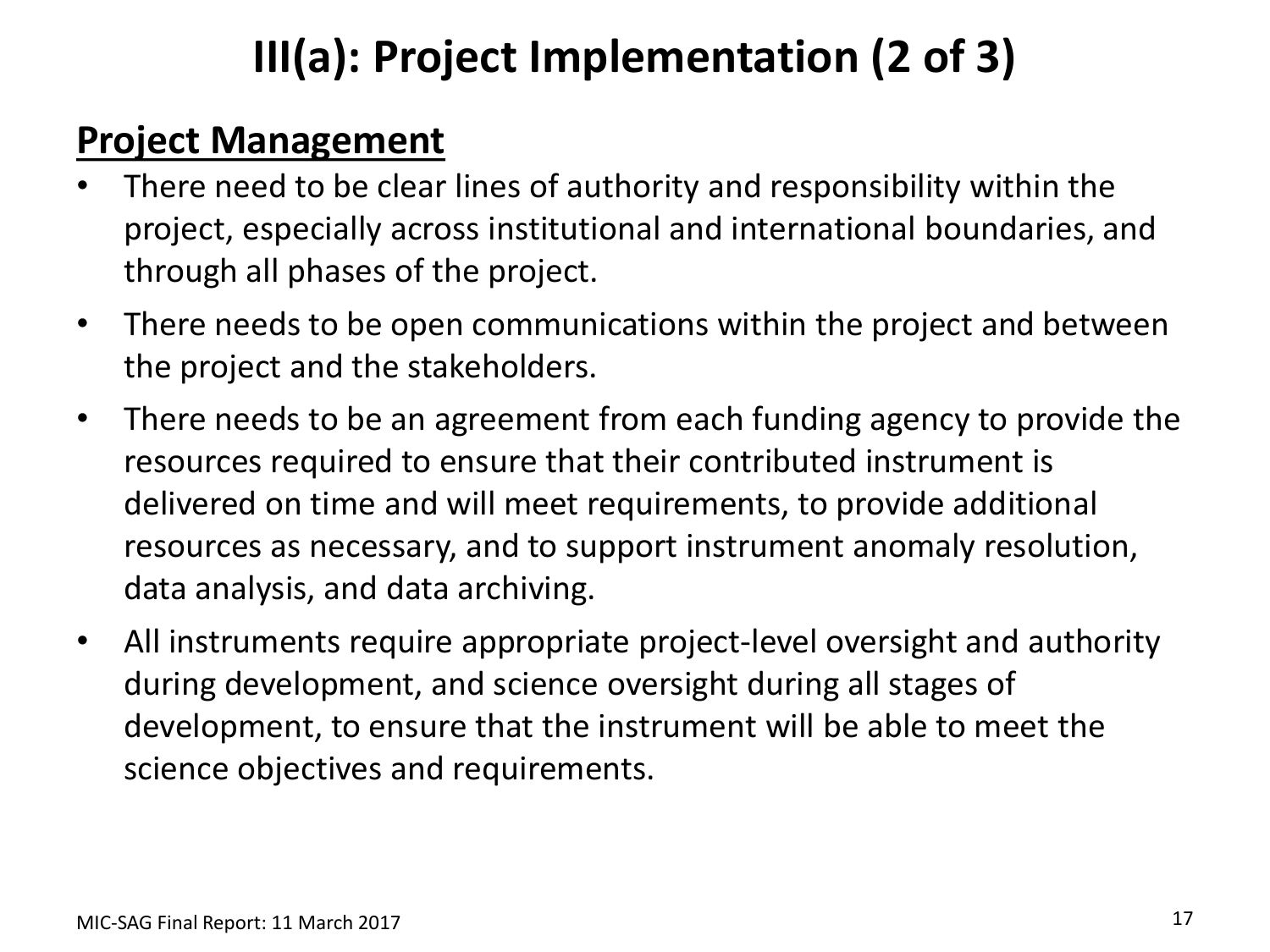# III(a): Project Implementation (2 of 3)

## Project Management

- There need to be clear lines of authority and responsibility within the project, especially across institutional and international boundaries, and through all phases of the project.
- There needs to be open communications within the project and between the project and the stakeholders.
- There needs to be an agreement from each funding agency to provide the resources required to ensure that their contributed instrument is delivered on time and will meet requirements, to provide additional resources as necessary, and to support instrument anomaly resolution, data analysis, and data archiving.
- All instruments require appropriate project-level oversight and authority during development, and science oversight during all stages of development, to ensure that the instrument will be able to meet the science objectives and requirements.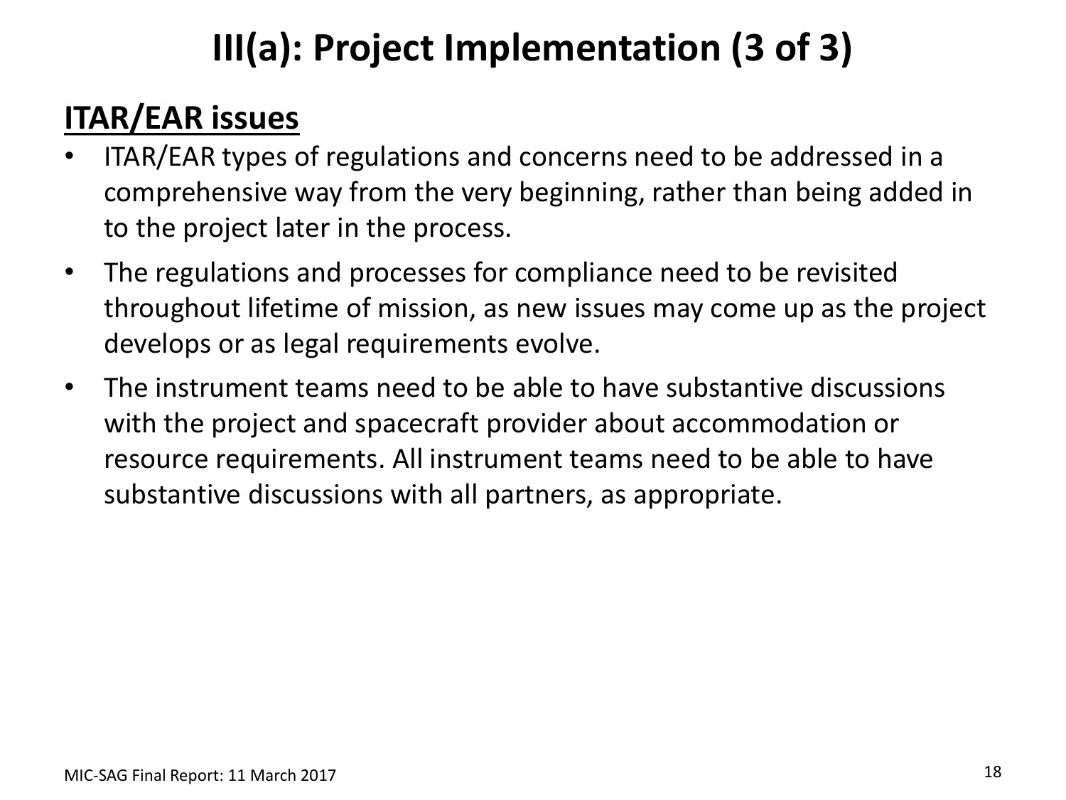# III(a): Project Implementation (3 of 3)

## ITAR/EAR issues

- ITAR/EAR types of regulations and concerns need to be addressed in a comprehensive way from the very beginning, rather than being added in to the project later in the process.
- The regulations and processes for compliance need to be revisited throughout lifetime of mission, as new issues may come up as the project develops or as legal requirements evolve.
- The instrument teams need to be able to have substantive discussions with the project and spacecraft provider about accommodation or resource requirements. All instrument teams need to be able to have substantive discussions with all partners, as appropriate.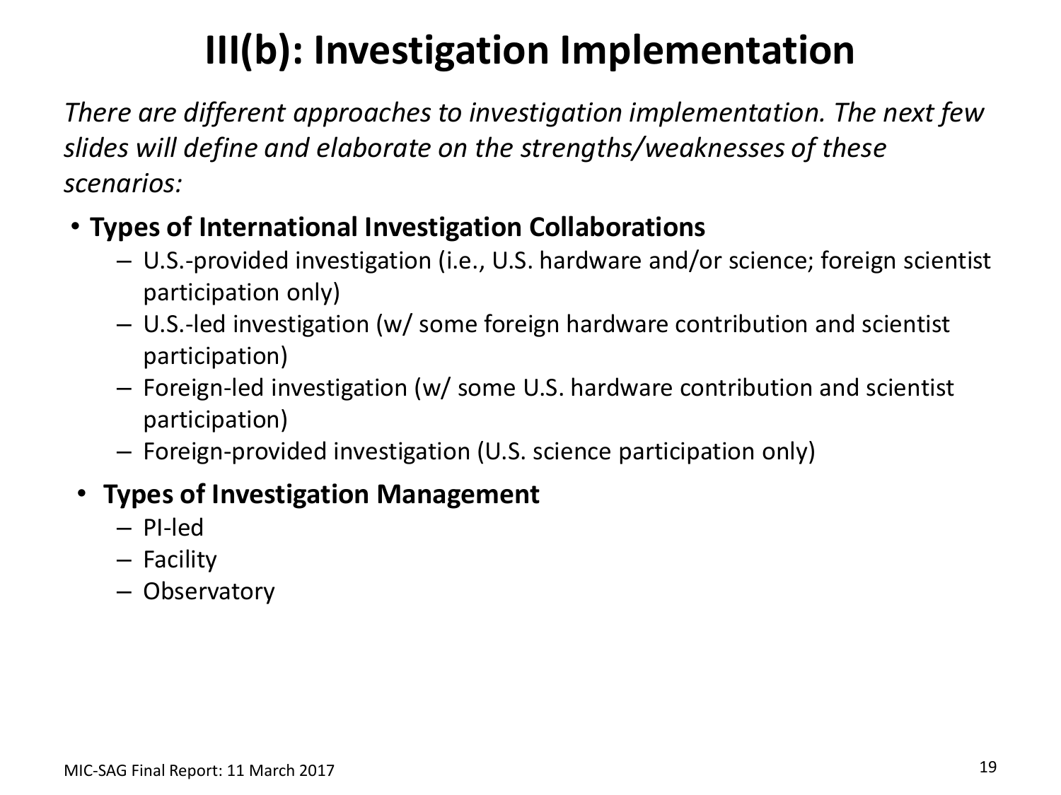# III(b): Investigation Implementation

*There are different approaches to investigation implementation. The next few slides will define and elaborate on the strengths/weaknesses of these scenarios:*

- **Types of International Investigation Collaborations**
  - U.S.-provided investigation (i.e., U.S. hardware and/or science; foreign scientist participation only)
  - U.S.-led investigation (w/ some foreign hardware contribution and scientist participation)
  - Foreign-led investigation (w/ some U.S. hardware contribution and scientist participation)
  - Foreign-provided investigation (U.S. science participation only)
- **Types of Investigation Management**
  - PI-led
  - Facility
  - Observatory

MIC-SAG Final Report: 11 March 2017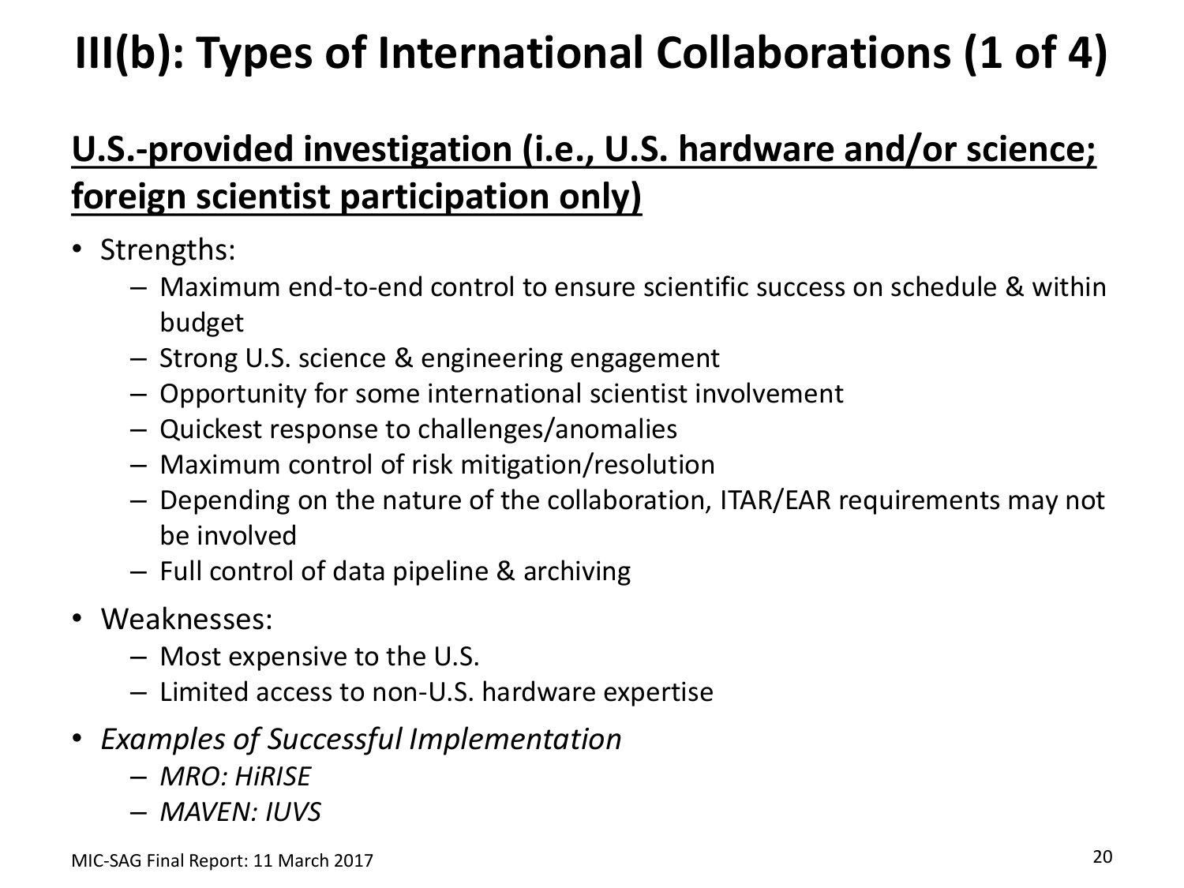# III(b): Types of International Collaborations (1 of 4)

## **U.S.-provided investigation (i.e., U.S. hardware and/or science; foreign scientist participation only)**

- Strengths:
  - Maximum end-to-end control to ensure scientific success on schedule & within budget
  - Strong U.S. science & engineering engagement
  - Opportunity for some international scientist involvement
  - Quickest response to challenges/anomalies
  - Maximum control of risk mitigation/resolution
  - Depending on the nature of the collaboration, ITAR/EAR requirements may not be involved
  - Full control of data pipeline & archiving
- Weaknesses:
  - Most expensive to the U.S.
  - Limited access to non-U.S. hardware expertise
- *Examples of Successful Implementation*
  - *MRO: HiRISE*
  - *MAVEN: IUVS*

MIC-SAG Final Report: 11 March 2017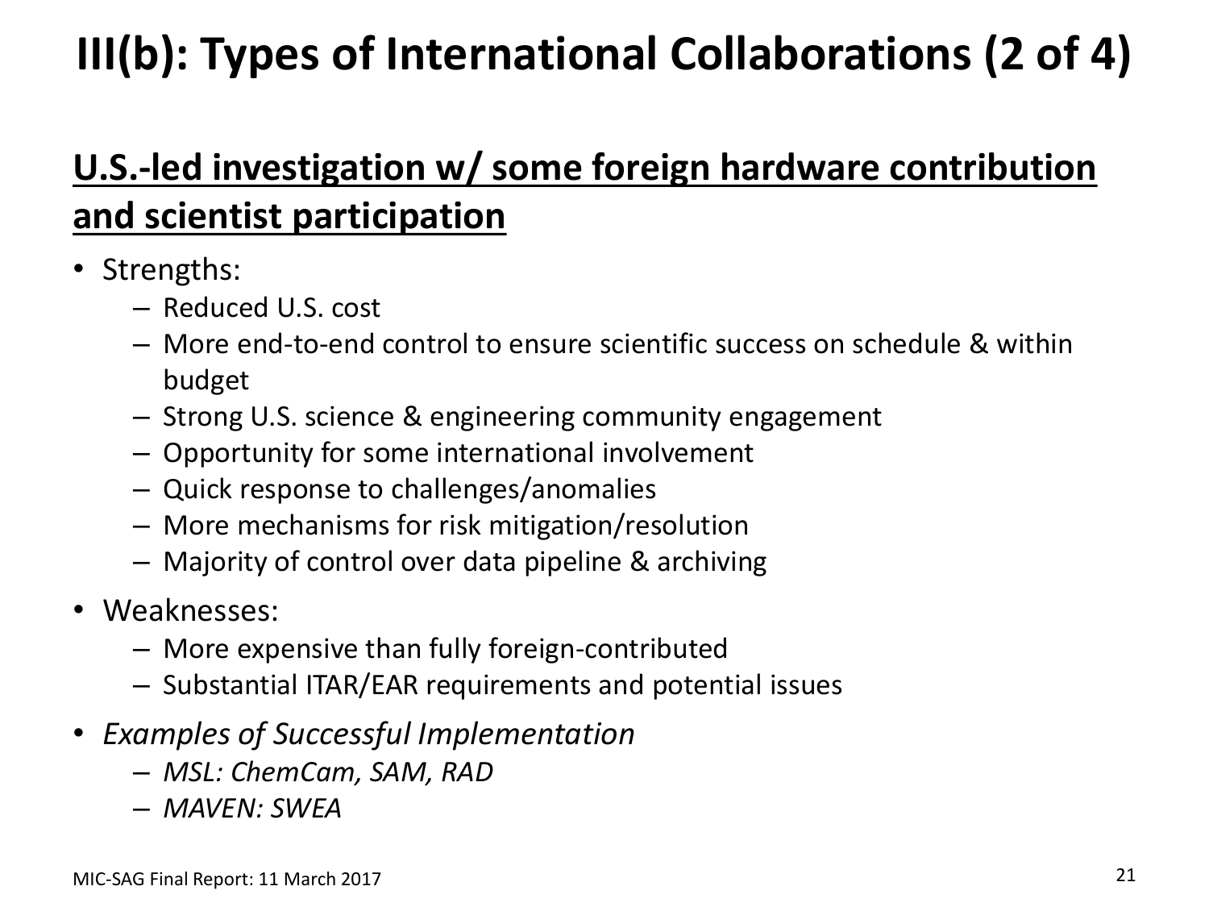# III(b): Types of International Collaborations (2 of 4)

## U.S.-led investigation w/ some foreign hardware contribution and scientist participation

- Strengths:
  - Reduced U.S. cost
  - More end-to-end control to ensure scientific success on schedule & within budget
  - Strong U.S. science & engineering community engagement
  - Opportunity for some international involvement
  - Quick response to challenges/anomalies
  - More mechanisms for risk mitigation/resolution
  - Majority of control over data pipeline & archiving
- Weaknesses:
  - More expensive than fully foreign-contributed
  - Substantial ITAR/EAR requirements and potential issues
- *Examples of Successful Implementation*
  - *MSL: ChemCam, SAM, RAD*
  - *MAVEN: SWEA*

MIC-SAG Final Report: 11 March 2017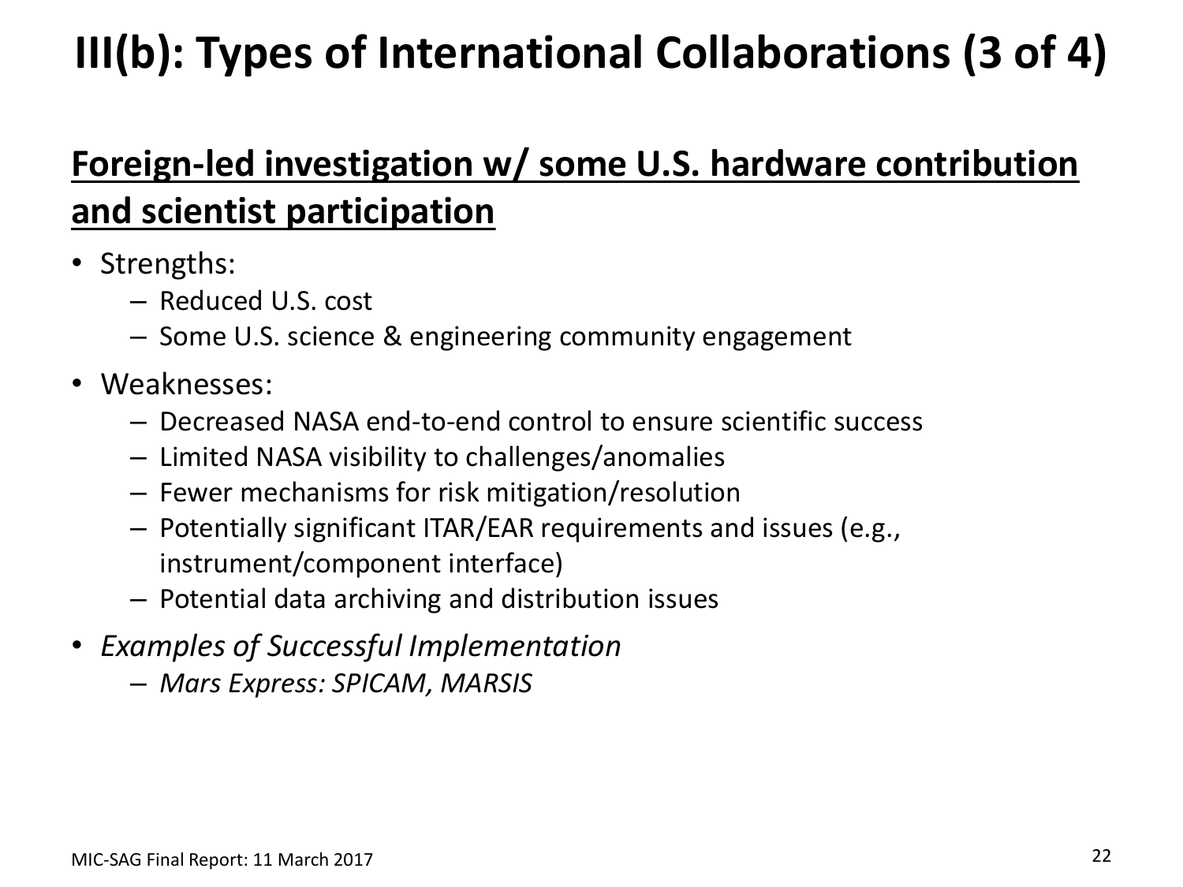# III(b): Types of International Collaborations (3 of 4)

## Foreign-led investigation w/ some U.S. hardware contribution and scientist participation

- Strengths:
  - Reduced U.S. cost
  - Some U.S. science & engineering community engagement
- Weaknesses:
  - Decreased NASA end-to-end control to ensure scientific success
  - Limited NASA visibility to challenges/anomalies
  - Fewer mechanisms for risk mitigation/resolution
  - Potentially significant ITAR/EAR requirements and issues (e.g., instrument/component interface)
  - Potential data archiving and distribution issues
- *Examples of Successful Implementation*
  - *Mars Express: SPICAM, MARSIS*

MIC-SAG Final Report: 11 March 2017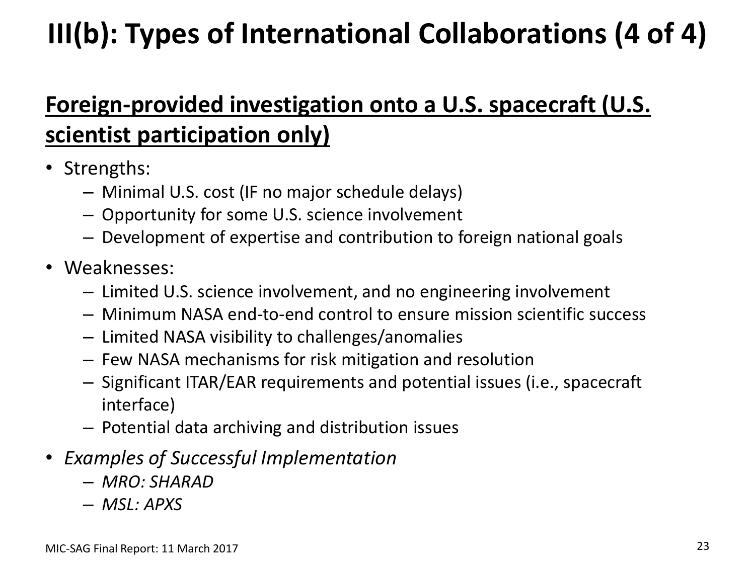# III(b): Types of International Collaborations (4 of 4)

## Foreign-provided investigation onto a U.S. spacecraft (U.S. scientist participation only)

- Strengths:
  - Minimal U.S. cost (IF no major schedule delays)
  - Opportunity for some U.S. science involvement
  - Development of expertise and contribution to foreign national goals
- Weaknesses:
  - Limited U.S. science involvement, and no engineering involvement
  - Minimum NASA end-to-end control to ensure mission scientific success
  - Limited NASA visibility to challenges/anomalies
  - Few NASA mechanisms for risk mitigation and resolution
  - Significant ITAR/EAR requirements and potential issues (i.e., spacecraft interface)
  - Potential data archiving and distribution issues
- *Examples of Successful Implementation*
  - *MRO: SHARAD*
  - *MSL: APXS*

MIC-SAG Final Report: 11 March 2017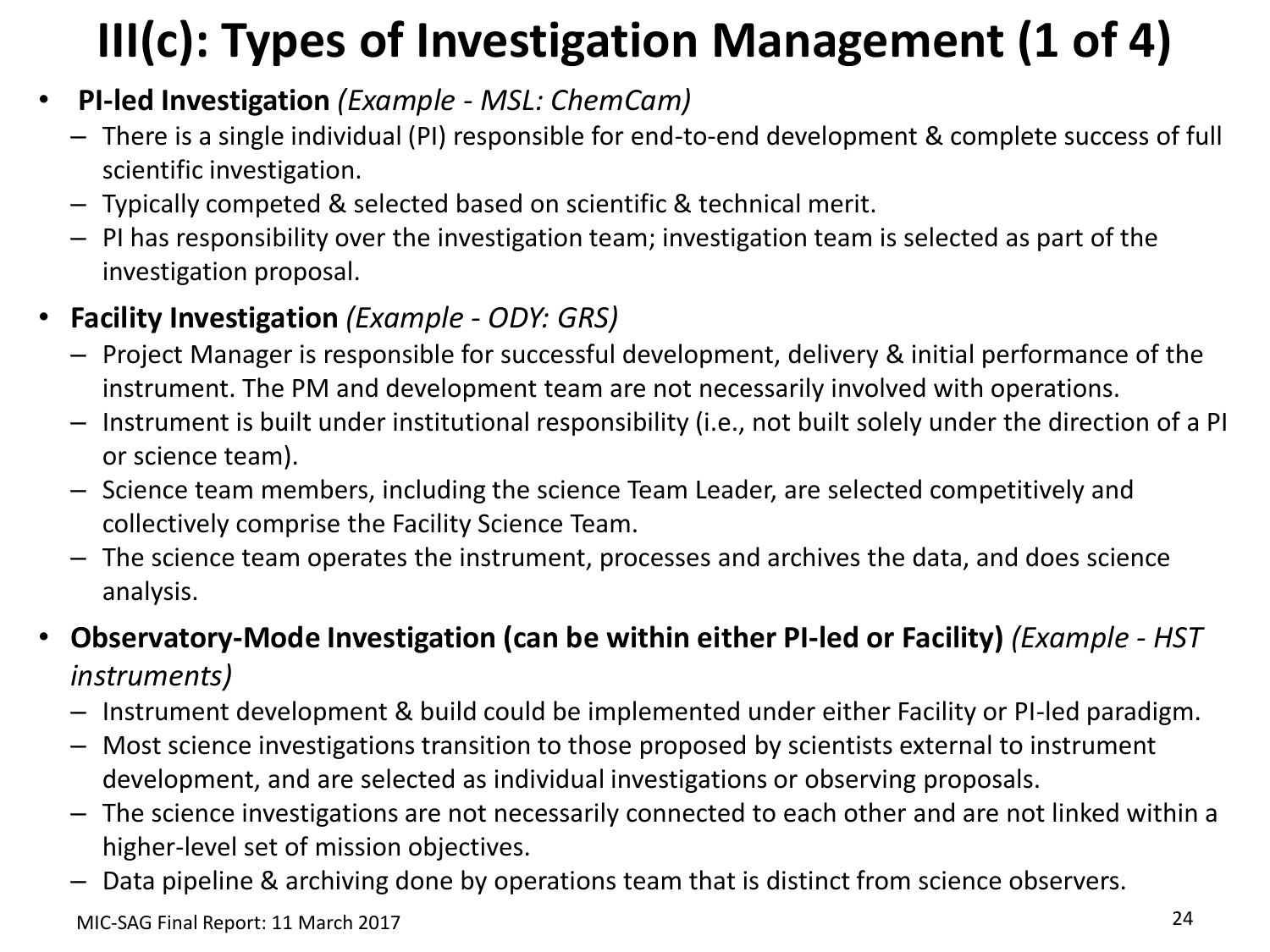# III(c): Types of Investigation Management (1 of 4)

- **PI-led Investigation** *(Example - MSL: ChemCam)*
  - There is a single individual (PI) responsible for end-to-end development & complete success of full scientific investigation.
  - Typically competed & selected based on scientific & technical merit.
  - PI has responsibility over the investigation team; investigation team is selected as part of the investigation proposal.
- **Facility Investigation** *(Example - ODY: GRS)*
  - Project Manager is responsible for successful development, delivery & initial performance of the instrument. The PM and development team are not necessarily involved with operations.
  - Instrument is built under institutional responsibility (i.e., not built solely under the direction of a PI or science team).
  - Science team members, including the science Team Leader, are selected competitively and collectively comprise the Facility Science Team.
  - The science team operates the instrument, processes and archives the data, and does science analysis.
- **Observatory-Mode Investigation (can be within either PI-led or Facility)** *(Example - HST instruments)*
  - Instrument development & build could be implemented under either Facility or PI-led paradigm.
  - Most science investigations transition to those proposed by scientists external to instrument development, and are selected as individual investigations or observing proposals.
  - The science investigations are not necessarily connected to each other and are not linked within a higher-level set of mission objectives.
  - Data pipeline & archiving done by operations team that is distinct from science observers.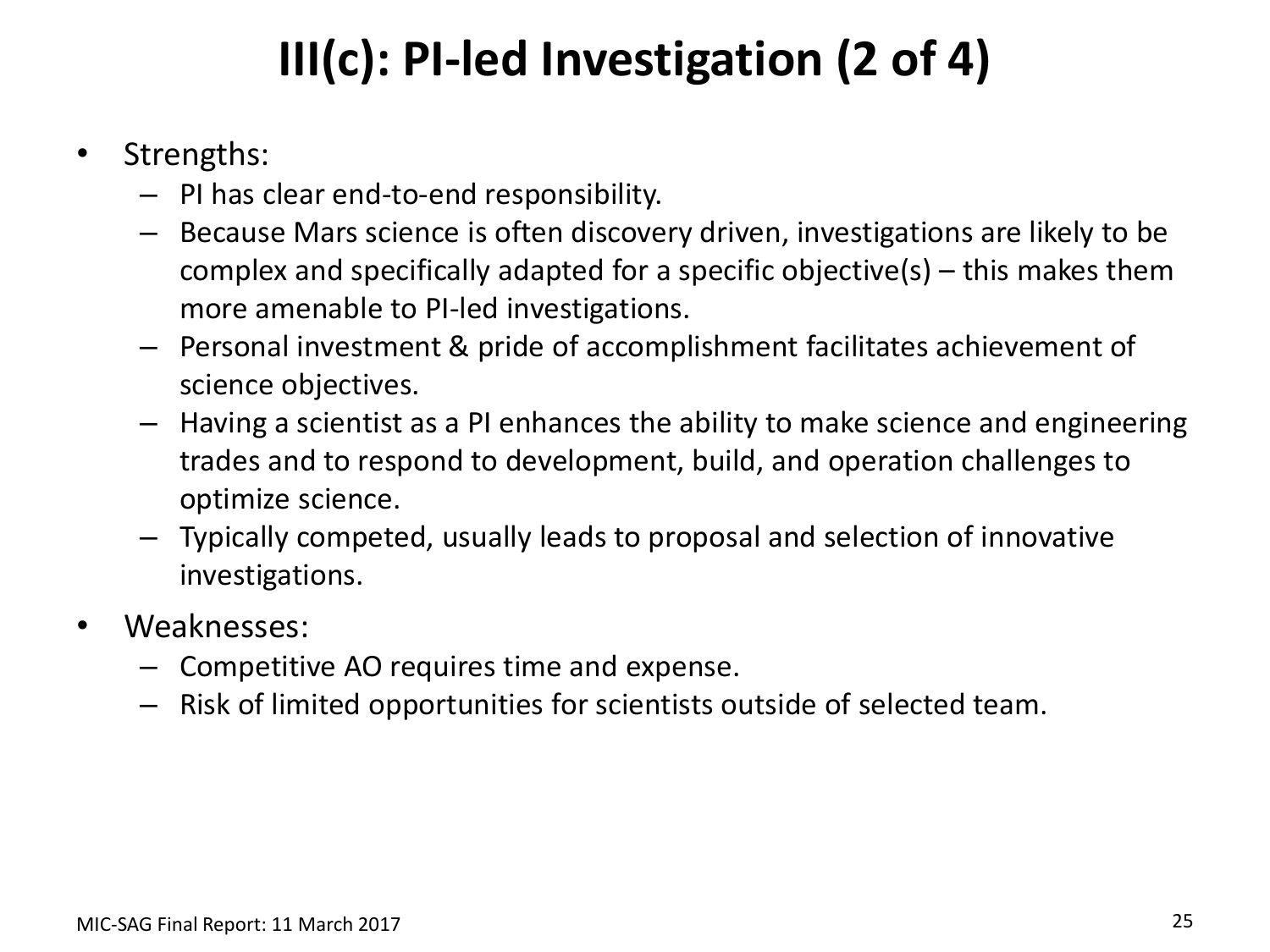# III(c): PI-led Investigation (2 of 4)

- Strengths:
  - PI has clear end-to-end responsibility.
  - Because Mars science is often discovery driven, investigations are likely to be complex and specifically adapted for a specific objective(s) – this makes them more amenable to PI-led investigations.
  - Personal investment & pride of accomplishment facilitates achievement of science objectives.
  - Having a scientist as a PI enhances the ability to make science and engineering trades and to respond to development, build, and operation challenges to optimize science.
  - Typically competed, usually leads to proposal and selection of innovative investigations.
- Weaknesses:
  - Competitive AO requires time and expense.
  - Risk of limited opportunities for scientists outside of selected team.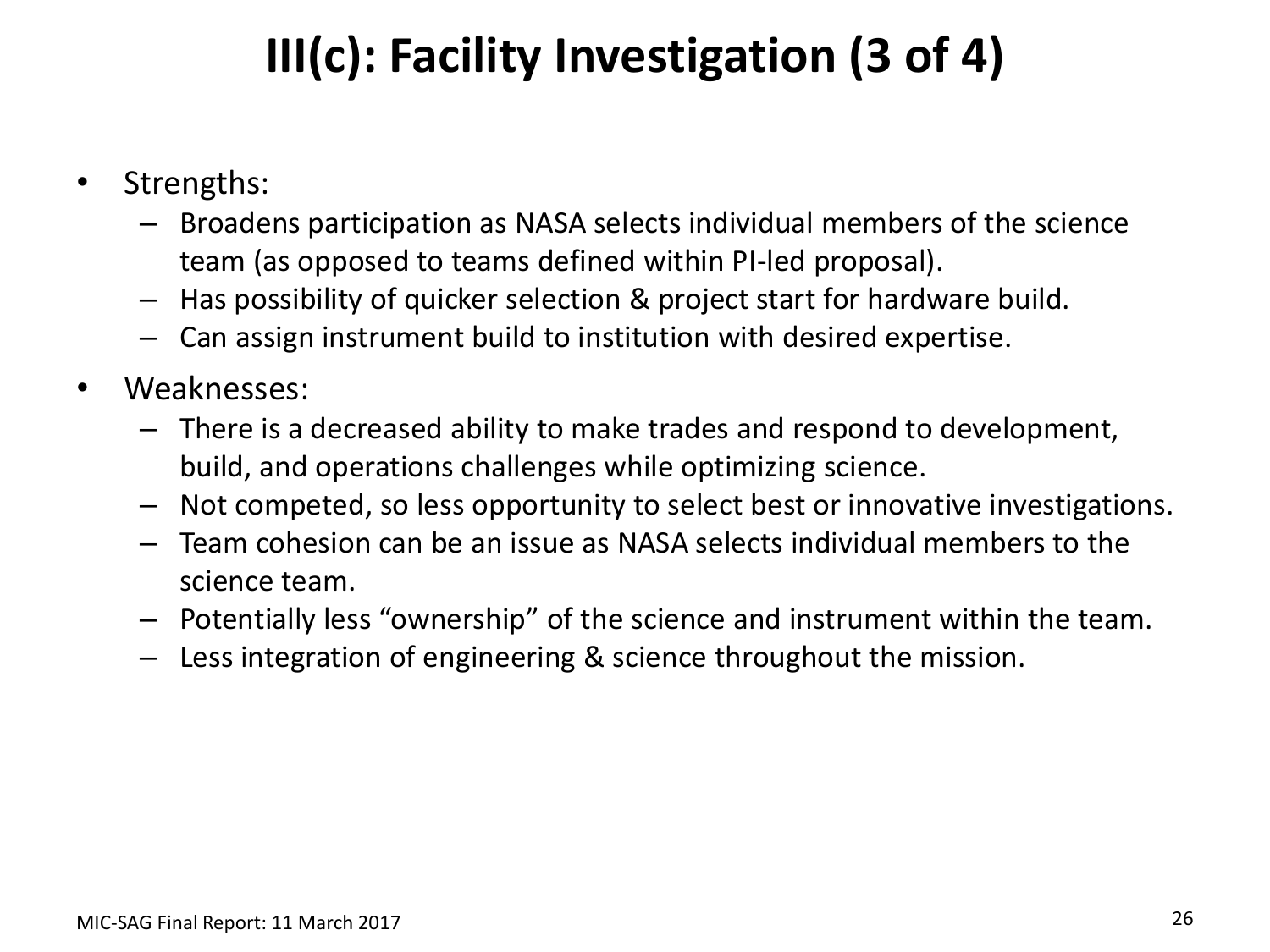# III(c): Facility Investigation (3 of 4)

- Strengths:
  - Broadens participation as NASA selects individual members of the science team (as opposed to teams defined within PI-led proposal).
  - Has possibility of quicker selection & project start for hardware build.
  - Can assign instrument build to institution with desired expertise.
- Weaknesses:
  - There is a decreased ability to make trades and respond to development, build, and operations challenges while optimizing science.
  - Not competed, so less opportunity to select best or innovative investigations.
  - Team cohesion can be an issue as NASA selects individual members to the science team.
  - Potentially less "ownership" of the science and instrument within the team.
  - Less integration of engineering & science throughout the mission.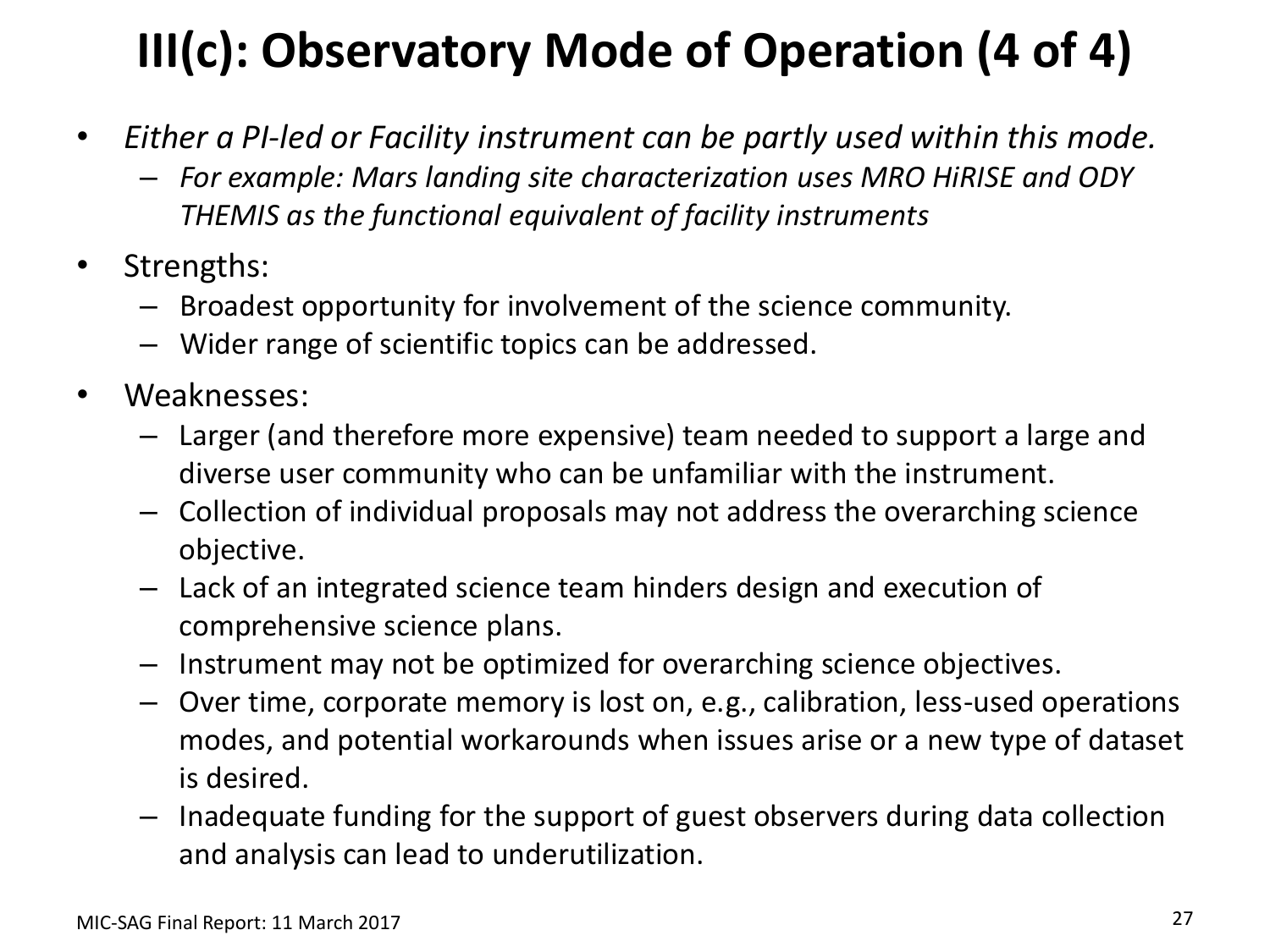# III(c): Observatory Mode of Operation (4 of 4)

- *Either a PI-led or Facility instrument can be partly used within this mode.*
  - *For example: Mars landing site characterization uses MRO HiRISE and ODY THEMIS as the functional equivalent of facility instruments*
- Strengths:
  - Broadest opportunity for involvement of the science community.
  - Wider range of scientific topics can be addressed.
- Weaknesses:
  - Larger (and therefore more expensive) team needed to support a large and diverse user community who can be unfamiliar with the instrument.
  - Collection of individual proposals may not address the overarching science objective.
  - Lack of an integrated science team hinders design and execution of comprehensive science plans.
  - Instrument may not be optimized for overarching science objectives.
  - Over time, corporate memory is lost on, e.g., calibration, less-used operations modes, and potential workarounds when issues arise or a new type of dataset is desired.
  - Inadequate funding for the support of guest observers during data collection and analysis can lead to underutilization.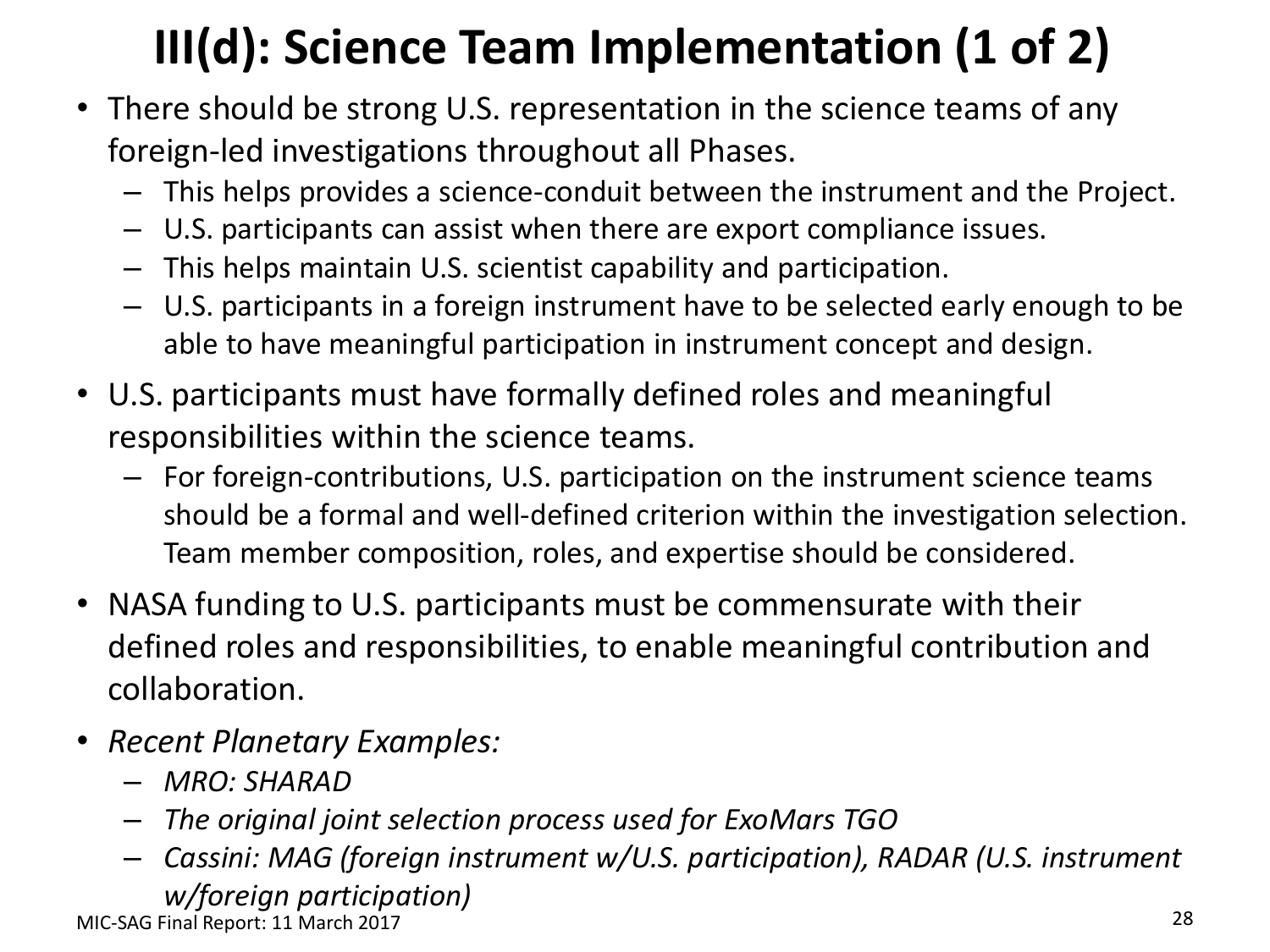# III(d): Science Team Implementation (1 of 2)

- There should be strong U.S. representation in the science teams of any foreign-led investigations throughout all Phases.
  - This helps provides a science-conduit between the instrument and the Project.
  - U.S. participants can assist when there are export compliance issues.
  - This helps maintain U.S. scientist capability and participation.
  - U.S. participants in a foreign instrument have to be selected early enough to be able to have meaningful participation in instrument concept and design.
- U.S. participants must have formally defined roles and meaningful responsibilities within the science teams.
  - For foreign-contributions, U.S. participation on the instrument science teams should be a formal and well-defined criterion within the investigation selection. Team member composition, roles, and expertise should be considered.
- NASA funding to U.S. participants must be commensurate with their defined roles and responsibilities, to enable meaningful contribution and collaboration.
- *Recent Planetary Examples:*
  - *MRO: SHARAD*
  - *The original joint selection process used for ExoMars TGO*
  - *Cassini: MAG (foreign instrument w/U.S. participation), RADAR (U.S. instrument w/foreign participation)*

MIC-SAG Final Report: 11 March 2017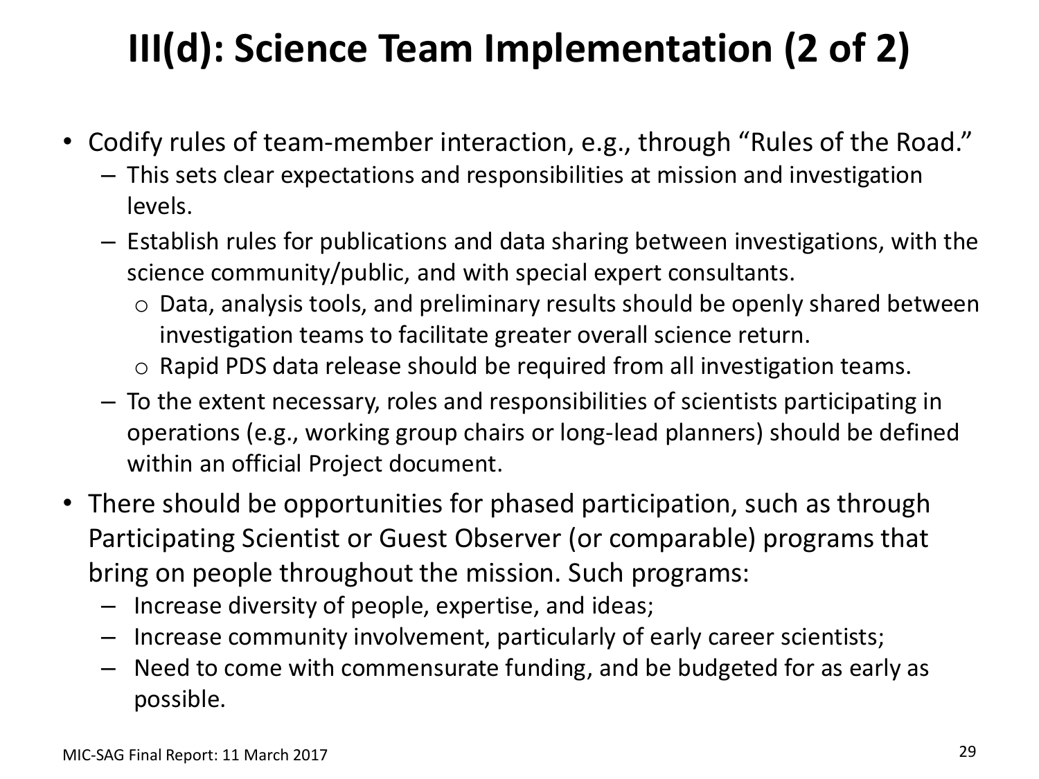# III(d): Science Team Implementation (2 of 2)

- Codify rules of team-member interaction, e.g., through "Rules of the Road."
  - This sets clear expectations and responsibilities at mission and investigation levels.
  - Establish rules for publications and data sharing between investigations, with the science community/public, and with special expert consultants.
    - Data, analysis tools, and preliminary results should be openly shared between investigation teams to facilitate greater overall science return.
    - Rapid PDS data release should be required from all investigation teams.
  - To the extent necessary, roles and responsibilities of scientists participating in operations (e.g., working group chairs or long-lead planners) should be defined within an official Project document.
- There should be opportunities for phased participation, such as through Participating Scientist or Guest Observer (or comparable) programs that bring on people throughout the mission. Such programs:
  - Increase diversity of people, expertise, and ideas;
  - Increase community involvement, particularly of early career scientists;
  - Need to come with commensurate funding, and be budgeted for as early as possible.

MIC-SAG Final Report: 11 March 2017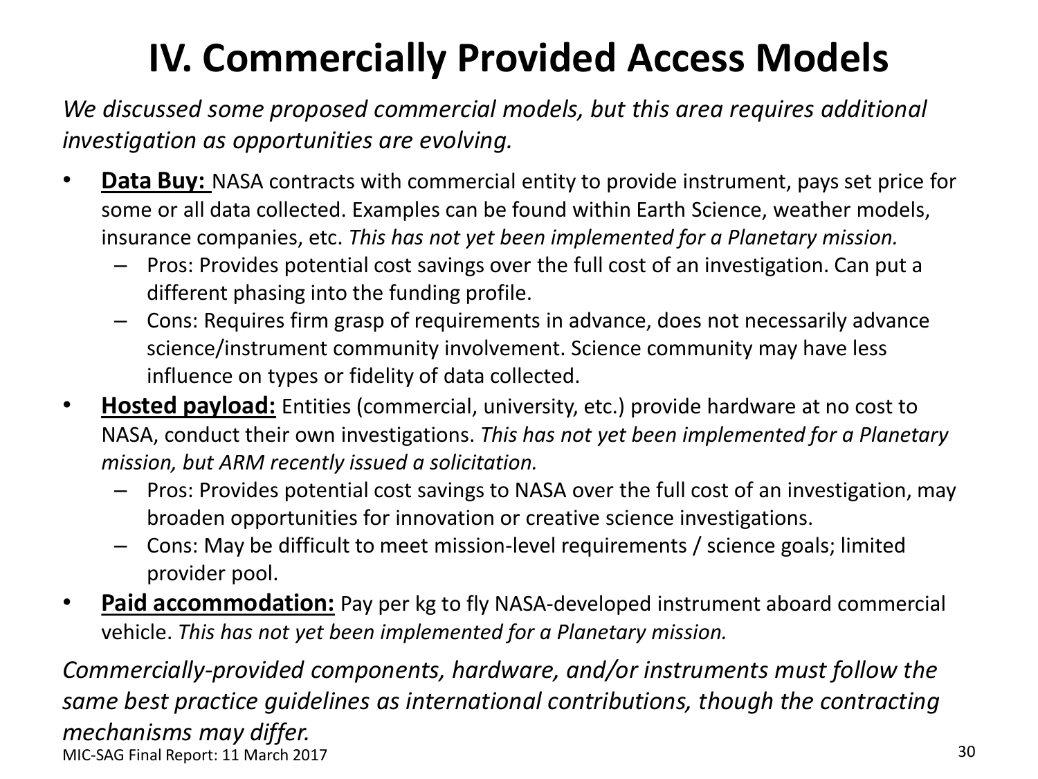# IV. Commercially Provided Access Models

*We discussed some proposed commercial models, but this area requires additional investigation as opportunities are evolving.*

- **Data Buy:** NASA contracts with commercial entity to provide instrument, pays set price for some or all data collected. Examples can be found within Earth Science, weather models, insurance companies, etc. *This has not yet been implemented for a Planetary mission.*
  - Pros: Provides potential cost savings over the full cost of an investigation. Can put a different phasing into the funding profile.
  - Cons: Requires firm grasp of requirements in advance, does not necessarily advance science/instrument community involvement. Science community may have less influence on types or fidelity of data collected.
- **Hosted payload:** Entities (commercial, university, etc.) provide hardware at no cost to NASA, conduct their own investigations. *This has not yet been implemented for a Planetary mission, but ARM recently issued a solicitation.*
  - Pros: Provides potential cost savings to NASA over the full cost of an investigation, may broaden opportunities for innovation or creative science investigations.
  - Cons: May be difficult to meet mission-level requirements / science goals; limited provider pool.
- **Paid accommodation:** Pay per kg to fly NASA-developed instrument aboard commercial vehicle. *This has not yet been implemented for a Planetary mission.*

*Commercially-provided components, hardware, and/or instruments must follow the same best practice guidelines as international contributions, though the contracting mechanisms may differ.*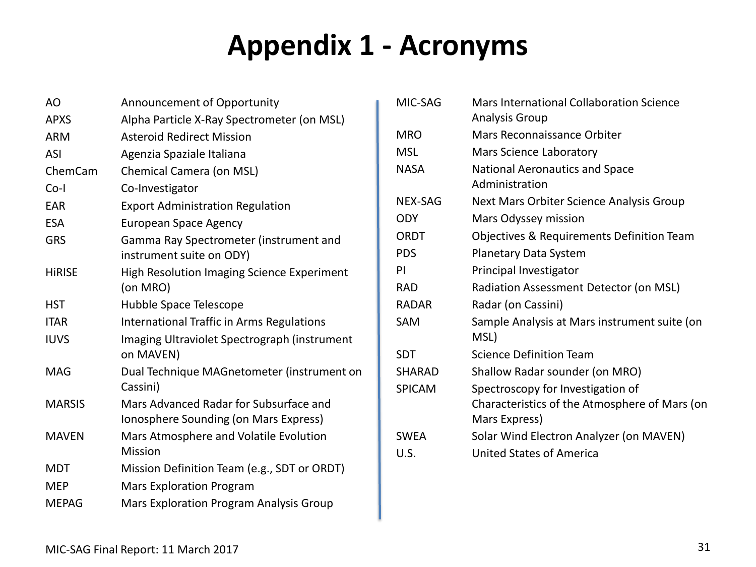# Appendix 1 - Acronyms

| Acronym | Definition |
|---|---|
| AO | Announcement of Opportunity |
| APXS | Alpha Particle X-Ray Spectrometer (on MSL) |
| ARM | Asteroid Redirect Mission |
| ASI | Agenzia Spaziale Italiana |
| ChemCam | Chemical Camera (on MSL) |
| Co-I | Co-Investigator |
| EAR | Export Administration Regulation |
| ESA | European Space Agency |
| GRS | Gamma Ray Spectrometer (instrument and instrument suite on ODY) |
| HiRISE | High Resolution Imaging Science Experiment (on MRO) |
| HST | Hubble Space Telescope |
| ITAR | International Traffic in Arms Regulations |
| IUVS | Imaging Ultraviolet Spectrograph (instrument on MAVEN) |
| MAG | Dual Technique MAGnetometer (instrument on Cassini) |
| MARSIS | Mars Advanced Radar for Subsurface and Ionosphere Sounding (on Mars Express) |
| MAVEN | Mars Atmosphere and Volatile Evolution Mission |
| MDT | Mission Definition Team (e.g., SDT or ORDT) |
| MEP | Mars Exploration Program |
| MEPAG | Mars Exploration Program Analysis Group |
| MIC-SAG | Mars International Collaboration Science Analysis Group |
| MRO | Mars Reconnaissance Orbiter |
| MSL | Mars Science Laboratory |
| NASA | National Aeronautics and Space Administration |
| NEX-SAG | Next Mars Orbiter Science Analysis Group |
| ODY | Mars Odyssey mission |
| ORDT | Objectives & Requirements Definition Team |
| PDS | Planetary Data System |
| PI | Principal Investigator |
| RAD | Radiation Assessment Detector (on MSL) |
| RADAR | Radar (on Cassini) |
| SAM | Sample Analysis at Mars instrument suite (on MSL) |
| SDT | Science Definition Team |
| SHARAD | Shallow Radar sounder (on MRO) |
| SPICAM | Spectroscopy for Investigation of Characteristics of the Atmosphere of Mars (on Mars Express) |
| SWEA | Solar Wind Electron Analyzer (on MAVEN) |
| U.S. | United States of America |

MIC-SAG Final Report: 11 March 2017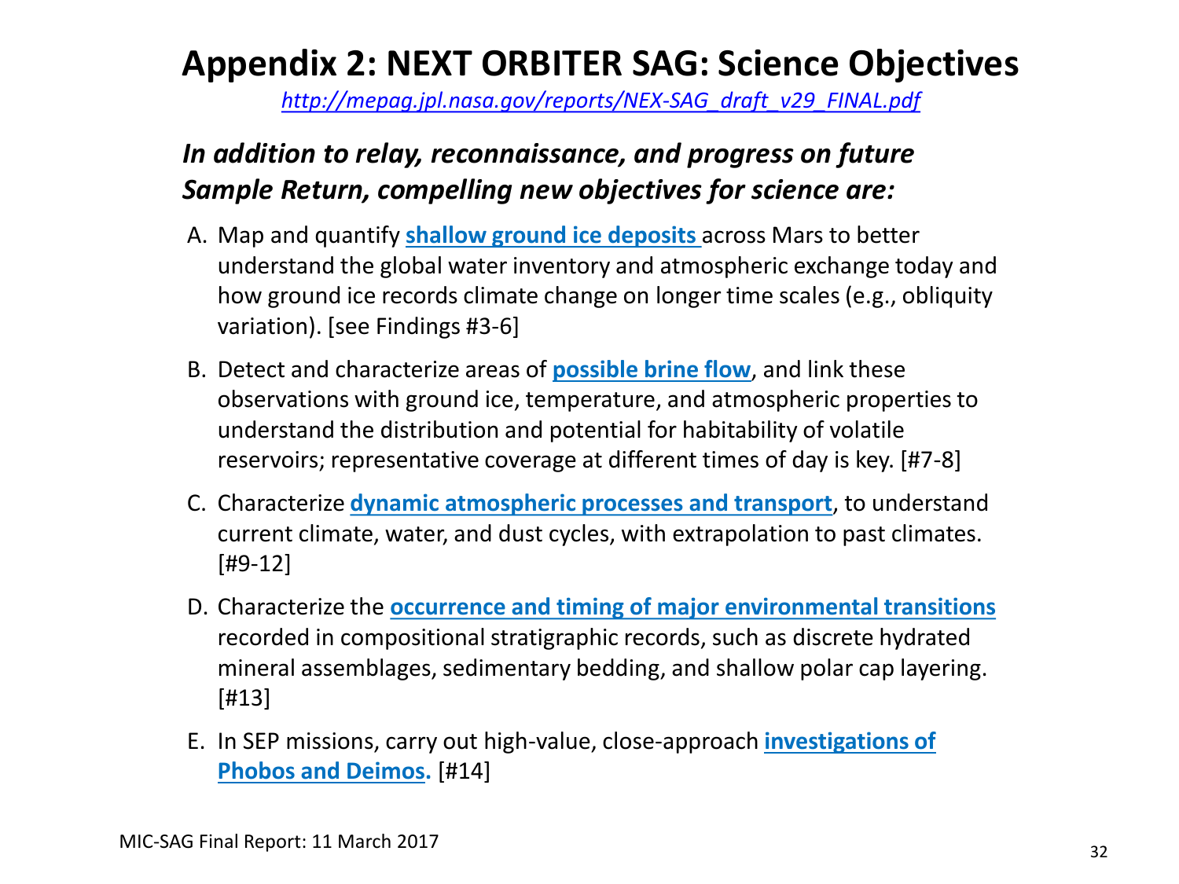# Appendix 2: NEXT ORBITER SAG: Science Objectives

*http://mepag.jpl.nasa.gov/reports/NEX-SAG_draft_v29_FINAL.pdf*

***In addition to relay, reconnaissance, and progress on future Sample Return, compelling new objectives for science are:***

A. Map and quantify **shallow ground ice deposits** across Mars to better understand the global water inventory and atmospheric exchange today and how ground ice records climate change on longer time scales (e.g., obliquity variation). [see Findings #3-6]

B. Detect and characterize areas of **possible brine flow**, and link these observations with ground ice, temperature, and atmospheric properties to understand the distribution and potential for habitability of volatile reservoirs; representative coverage at different times of day is key. [#7-8]

C. Characterize **dynamic atmospheric processes and transport**, to understand current climate, water, and dust cycles, with extrapolation to past climates. [#9-12]

D. Characterize the **occurrence and timing of major environmental transitions** recorded in compositional stratigraphic records, such as discrete hydrated mineral assemblages, sedimentary bedding, and shallow polar cap layering. [#13]

E. In SEP missions, carry out high-value, close-approach **investigations of Phobos and Deimos.** [#14]

MIC-SAG Final Report: 11 March 2017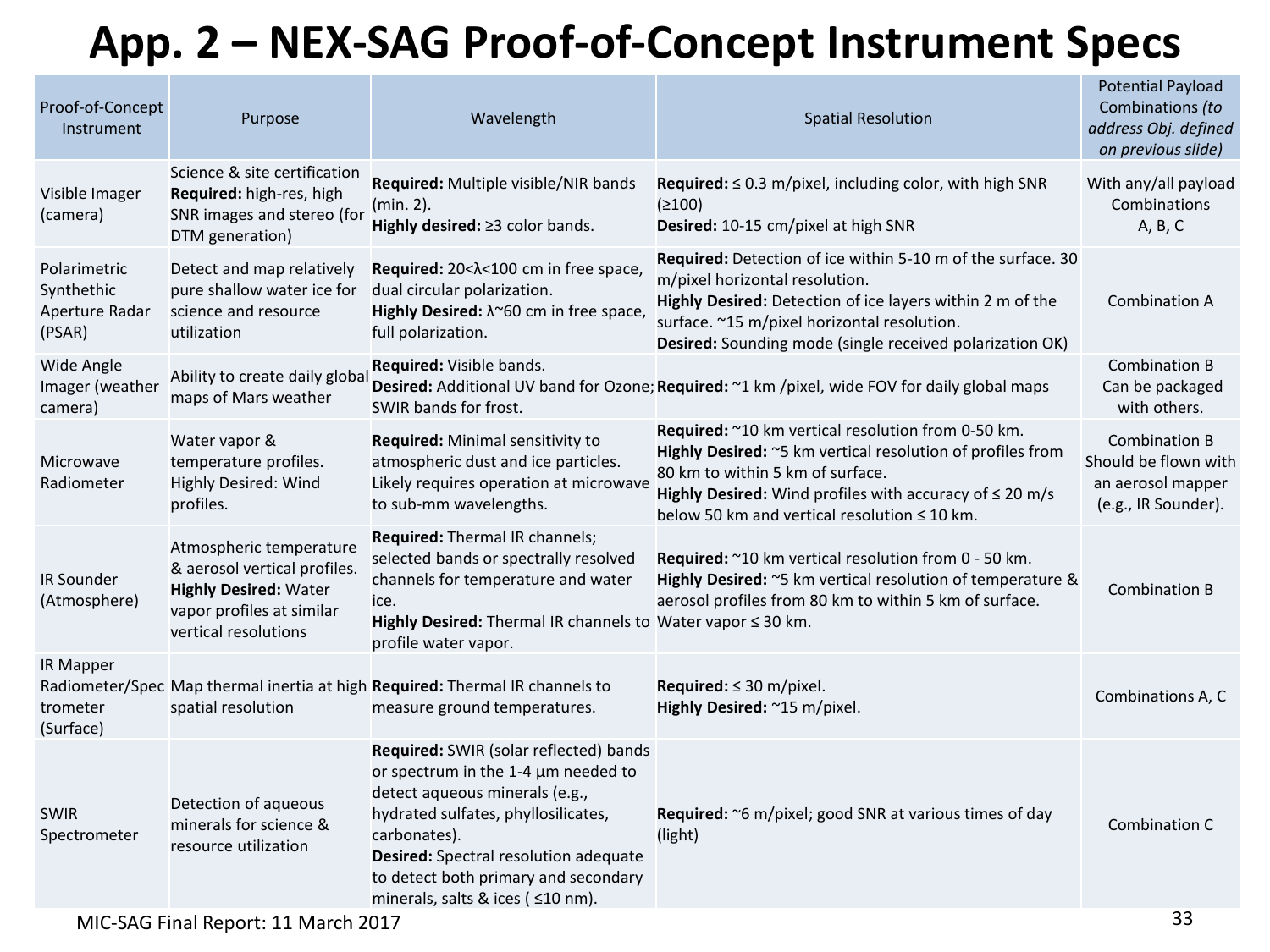# App. 2 – NEX-SAG Proof-of-Concept Instrument Specs

| Proof-of-Concept Instrument | Purpose | Wavelength | Spatial Resolution | Potential Payload Combinations *(to address Obj. defined on previous slide)* |
|---|---|---|---|---|
| Visible Imager (camera) | Science & site certification **Required:** high-res, high SNR images and stereo (for DTM generation) | **Required:** Multiple visible/NIR bands (min. 2). **Highly desired:** ≥3 color bands. | **Required:** ≤ 0.3 m/pixel, including color, with high SNR (≥100) **Desired:** 10-15 cm/pixel at high SNR | With any/all payload Combinations A, B, C |
| Polarimetric Synthetic Aperture Radar (PSAR) | Detect and map relatively pure shallow water ice for science and resource utilization | **Required:** 20<λ<100 cm in free space, dual circular polarization. **Highly Desired:** λ~60 cm in free space, full polarization. | **Required:** Detection of ice within 5-10 m of the surface. 30 m/pixel horizontal resolution. **Highly Desired:** Detection of ice layers within 2 m of the surface. ~15 m/pixel horizontal resolution. **Desired:** Sounding mode (single received polarization OK) | Combination A |
| Wide Angle Imager (weather camera) | Ability to create daily global maps of Mars weather | **Required:** Visible bands. **Desired:** Additional UV band for Ozone; SWIR bands for frost. | **Required:** ~1 km /pixel, wide FOV for daily global maps | Combination B Can be packaged with others. |
| Microwave Radiometer | Water vapor & temperature profiles. Highly Desired: Wind profiles. | **Required:** Minimal sensitivity to atmospheric dust and ice particles. Likely requires operation at microwave to sub-mm wavelengths. | **Required:** ~10 km vertical resolution from 0-50 km. **Highly Desired:** ~5 km vertical resolution of profiles from 80 km to within 5 km of surface. **Highly Desired:** Wind profiles with accuracy of ≤ 20 m/s below 50 km and vertical resolution ≤ 10 km. | Combination B Should be flown with an aerosol mapper (e.g., IR Sounder). |
| IR Sounder (Atmosphere) | Atmospheric temperature & aerosol vertical profiles. **Highly Desired:** Water vapor profiles at similar vertical resolutions | **Required:** Thermal IR channels; selected bands or spectrally resolved channels for temperature and water ice. **Highly Desired:** Thermal IR channels to profile water vapor. | **Required:** ~10 km vertical resolution from 0 - 50 km. **Highly Desired:** ~5 km vertical resolution of temperature & aerosol profiles from 80 km to within 5 km of surface. Water vapor ≤ 30 km. | Combination B |
| IR Mapper Radiometer/Spectrometer (Surface) | Map thermal inertia at high spatial resolution | **Required:** Thermal IR channels to measure ground temperatures. | **Required:** ≤ 30 m/pixel. **Highly Desired:** ~15 m/pixel. | Combinations A, C |
| SWIR Spectrometer | Detection of aqueous minerals for science & resource utilization | **Required:** SWIR (solar reflected) bands or spectrum in the 1-4 µm needed to detect aqueous minerals (e.g., hydrated sulfates, phyllosilicates, carbonates). **Desired:** Spectral resolution adequate to detect both primary and secondary minerals, salts & ices ( ≤10 nm). | **Required:** ~6 m/pixel; good SNR at various times of day (light) | Combination C |

MIC-SAG Final Report: 11 March 2017